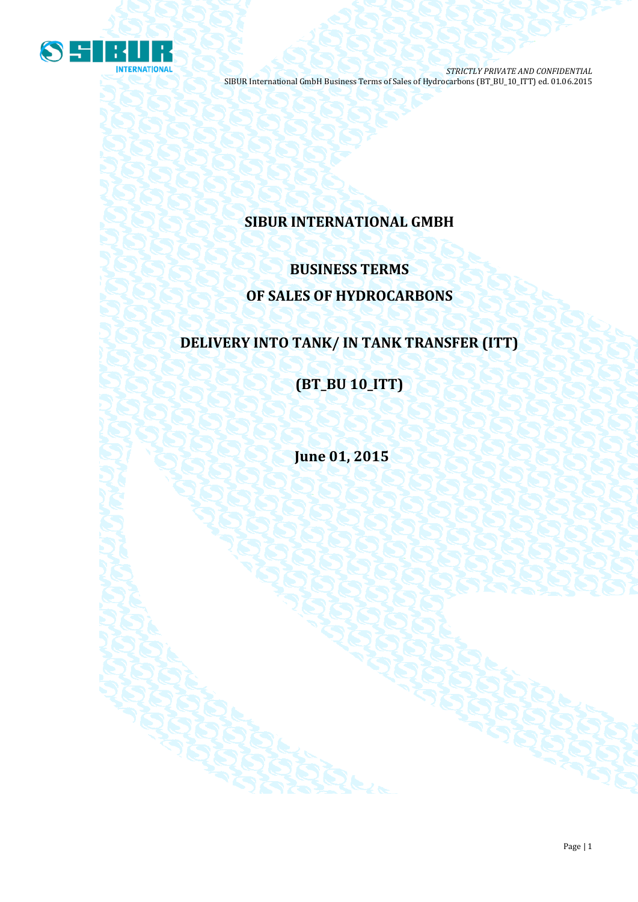# SIBUR INTERNATIONAL GMBH

## BUSINESS TERMS

## OF SALES OF HYDROCARBONS

## DELIVERY INTO TANK/ IN TANK TRANSFER (ITT)

## (BT_BU 10_ITT)

**June 01, 2015**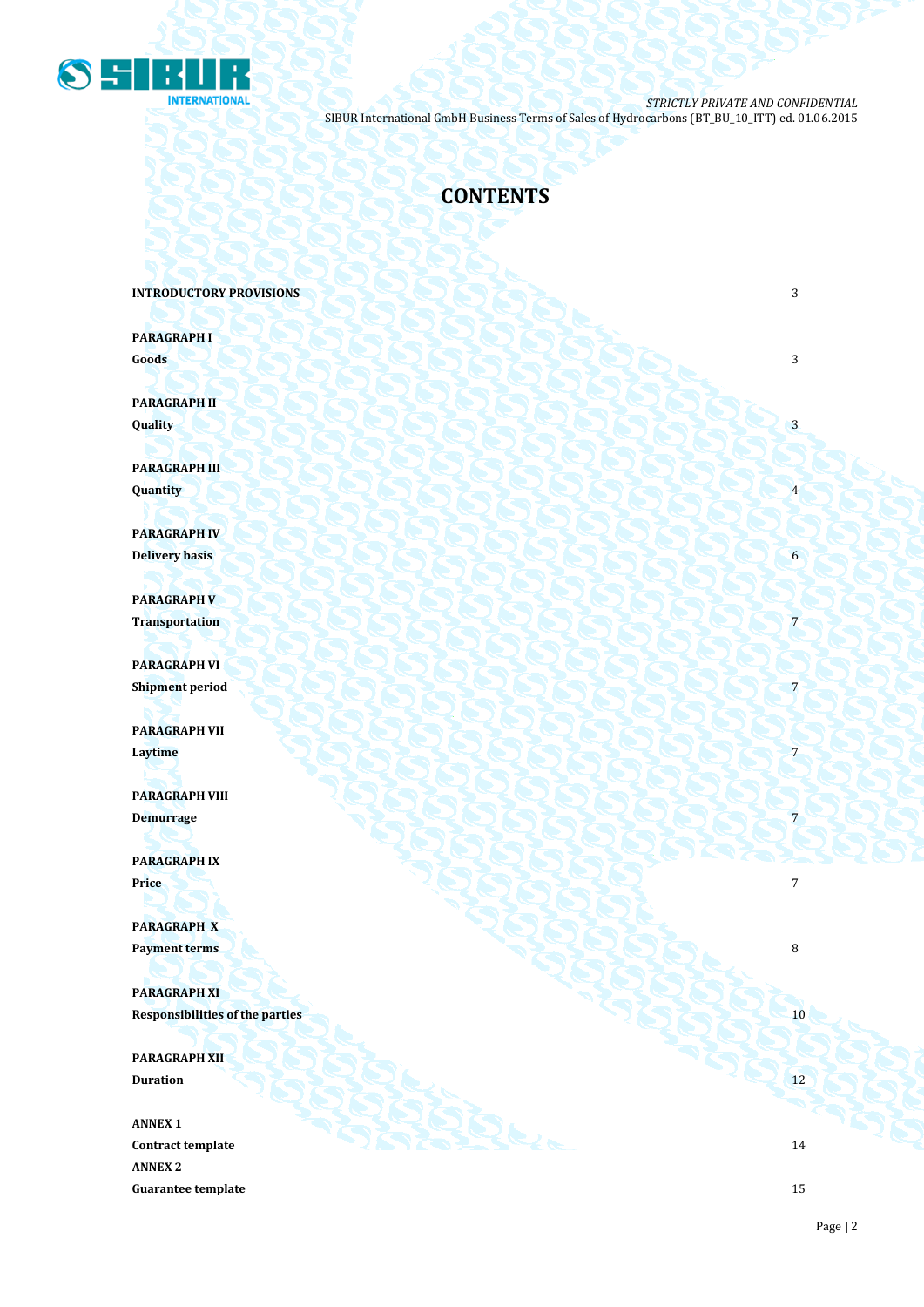# CONTENTS

| | |
|---|---|
| **INTRODUCTORY PROVISIONS** | 3 |
| **PARAGRAPH I**<br>**Goods** | 3 |
| **PARAGRAPH II**<br>**Quality** | 3 |
| **PARAGRAPH III**<br>**Quantity** | 4 |
| **PARAGRAPH IV**<br>**Delivery basis** | 6 |
| **PARAGRAPH V**<br>**Transportation** | 7 |
| **PARAGRAPH VI**<br>**Shipment period** | 7 |
| **PARAGRAPH VII**<br>**Laytime** | 7 |
| **PARAGRAPH VIII**<br>**Demurrage** | 7 |
| **PARAGRAPH IX**<br>**Price** | 7 |
| **PARAGRAPH X**<br>**Payment terms** | 8 |
| **PARAGRAPH XI**<br>**Responsibilities of the parties** | 10 |
| **PARAGRAPH XII**<br>**Duration** | 12 |
| **ANNEX 1**<br>**Contract template** | 14 |
| **ANNEX 2**<br>**Guarantee template** | 15 |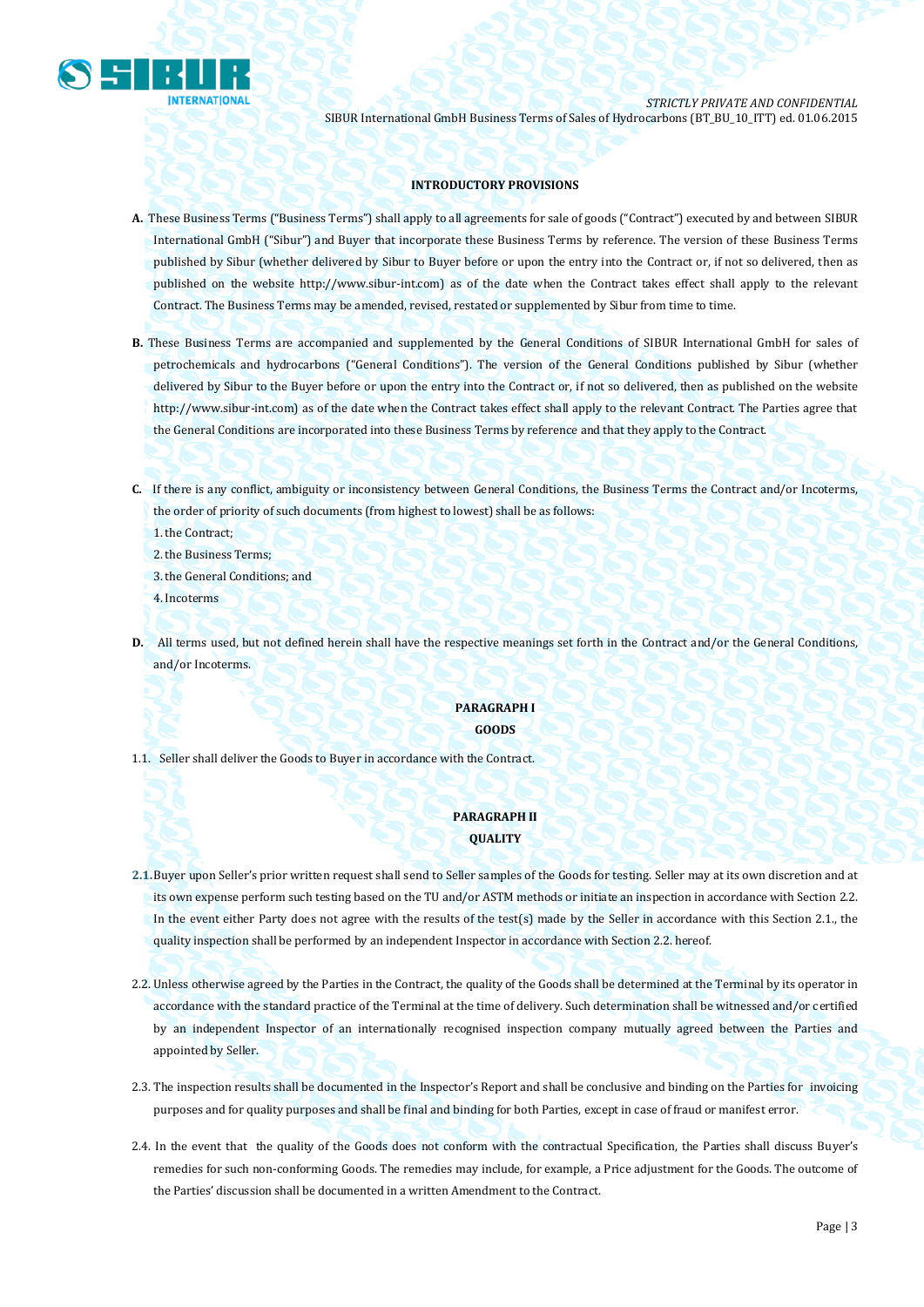### INTRODUCTORY PROVISIONS

**A.** These Business Terms ("Business Terms") shall apply to all agreements for sale of goods ("Contract") executed by and between SIBUR International GmbH ("Sibur") and Buyer that incorporate these Business Terms by reference. The version of these Business Terms published by Sibur (whether delivered by Sibur to Buyer before or upon the entry into the Contract or, if not so delivered, then as published on the website http://www.sibur-int.com) as of the date when the Contract takes effect shall apply to the relevant Contract. The Business Terms may be amended, revised, restated or supplemented by Sibur from time to time.

**B.** These Business Terms are accompanied and supplemented by the General Conditions of SIBUR International GmbH for sales of petrochemicals and hydrocarbons ("General Conditions"). The version of the General Conditions published by Sibur (whether delivered by Sibur to the Buyer before or upon the entry into the Contract or, if not so delivered, then as published on the website http://www.sibur-int.com) as of the date when the Contract takes effect shall apply to the relevant Contract. The Parties agree that the General Conditions are incorporated into these Business Terms by reference and that they apply to the Contract.

**C.** If there is any conflict, ambiguity or inconsistency between General Conditions, the Business Terms the Contract and/or Incoterms, the order of priority of such documents (from highest to lowest) shall be as follows:

1. the Contract;
2. the Business Terms;
3. the General Conditions; and
4. Incoterms

**D.** All terms used, but not defined herein shall have the respective meanings set forth in the Contract and/or the General Conditions, and/or Incoterms.

### PARAGRAPH I
### GOODS

1.1. Seller shall deliver the Goods to Buyer in accordance with the Contract.

### PARAGRAPH II
### QUALITY

2.1. Buyer upon Seller's prior written request shall send to Seller samples of the Goods for testing. Seller may at its own discretion and at its own expense perform such testing based on the TU and/or ASTM methods or initiate an inspection in accordance with Section 2.2. In the event either Party does not agree with the results of the test(s) made by the Seller in accordance with this Section 2.1., the quality inspection shall be performed by an independent Inspector in accordance with Section 2.2. hereof.

2.2. Unless otherwise agreed by the Parties in the Contract, the quality of the Goods shall be determined at the Terminal by its operator in accordance with the standard practice of the Terminal at the time of delivery. Such determination shall be witnessed and/or certified by an independent Inspector of an internationally recognised inspection company mutually agreed between the Parties and appointed by Seller.

2.3. The inspection results shall be documented in the Inspector's Report and shall be conclusive and binding on the Parties for invoicing purposes and for quality purposes and shall be final and binding for both Parties, except in case of fraud or manifest error.

2.4. In the event that the quality of the Goods does not conform with the contractual Specification, the Parties shall discuss Buyer's remedies for such non-conforming Goods. The remedies may include, for example, a Price adjustment for the Goods. The outcome of the Parties' discussion shall be documented in a written Amendment to the Contract.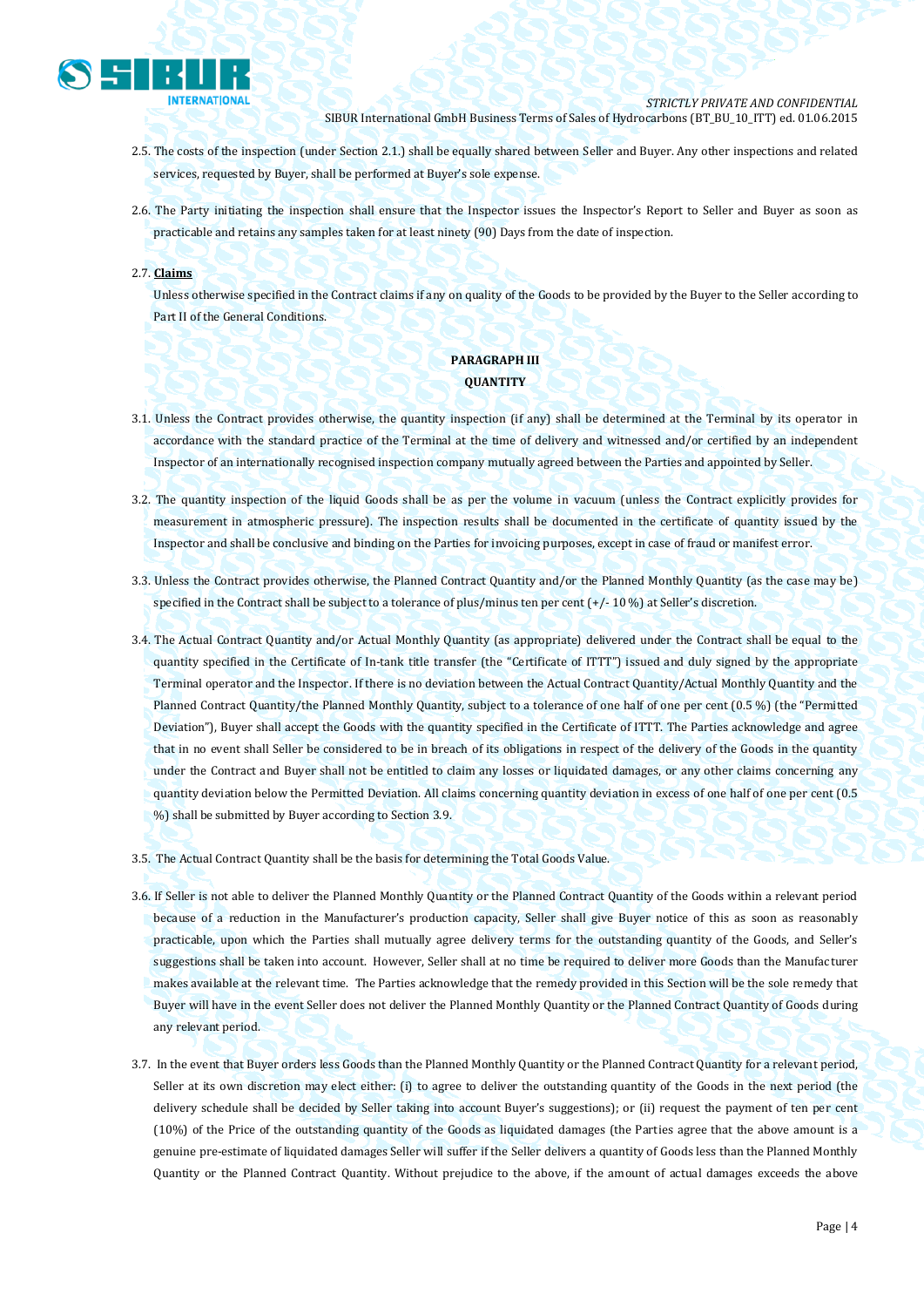2.5. The costs of the inspection (under Section 2.1.) shall be equally shared between Seller and Buyer. Any other inspections and related services, requested by Buyer, shall be performed at Buyer's sole expense.

2.6. The Party initiating the inspection shall ensure that the Inspector issues the Inspector's Report to Seller and Buyer as soon as practicable and retains any samples taken for at least ninety (90) Days from the date of inspection.

2.7. **Claims**

Unless otherwise specified in the Contract claims if any on quality of the Goods to be provided by the Buyer to the Seller according to Part II of the General Conditions.

**PARAGRAPH III**

**QUANTITY**

3.1. Unless the Contract provides otherwise, the quantity inspection (if any) shall be determined at the Terminal by its operator in accordance with the standard practice of the Terminal at the time of delivery and witnessed and/or certified by an independent Inspector of an internationally recognised inspection company mutually agreed between the Parties and appointed by Seller.

3.2. The quantity inspection of the liquid Goods shall be as per the volume in vacuum (unless the Contract explicitly provides for measurement in atmospheric pressure). The inspection results shall be documented in the certificate of quantity issued by the Inspector and shall be conclusive and binding on the Parties for invoicing purposes, except in case of fraud or manifest error.

3.3. Unless the Contract provides otherwise, the Planned Contract Quantity and/or the Planned Monthly Quantity (as the case may be) specified in the Contract shall be subject to a tolerance of plus/minus ten per cent (+/- 10 %) at Seller's discretion.

3.4. The Actual Contract Quantity and/or Actual Monthly Quantity (as appropriate) delivered under the Contract shall be equal to the quantity specified in the Certificate of In-tank title transfer (the "Certificate of ITTT") issued and duly signed by the appropriate Terminal operator and the Inspector. If there is no deviation between the Actual Contract Quantity/Actual Monthly Quantity and the Planned Contract Quantity/the Planned Monthly Quantity, subject to a tolerance of one half of one per cent (0.5 %) (the "Permitted Deviation"), Buyer shall accept the Goods with the quantity specified in the Certificate of ITTT. The Parties acknowledge and agree that in no event shall Seller be considered to be in breach of its obligations in respect of the delivery of the Goods in the quantity under the Contract and Buyer shall not be entitled to claim any losses or liquidated damages, or any other claims concerning any quantity deviation below the Permitted Deviation. All claims concerning quantity deviation in excess of one half of one per cent (0.5 %) shall be submitted by Buyer according to Section 3.9.

3.5. The Actual Contract Quantity shall be the basis for determining the Total Goods Value.

3.6. If Seller is not able to deliver the Planned Monthly Quantity or the Planned Contract Quantity of the Goods within a relevant period because of a reduction in the Manufacturer's production capacity, Seller shall give Buyer notice of this as soon as reasonably practicable, upon which the Parties shall mutually agree delivery terms for the outstanding quantity of the Goods, and Seller's suggestions shall be taken into account. However, Seller shall at no time be required to deliver more Goods than the Manufacturer makes available at the relevant time. The Parties acknowledge that the remedy provided in this Section will be the sole remedy that Buyer will have in the event Seller does not deliver the Planned Monthly Quantity or the Planned Contract Quantity of Goods during any relevant period.

3.7. In the event that Buyer orders less Goods than the Planned Monthly Quantity or the Planned Contract Quantity for a relevant period, Seller at its own discretion may elect either: (i) to agree to deliver the outstanding quantity of the Goods in the next period (the delivery schedule shall be decided by Seller taking into account Buyer's suggestions); or (ii) request the payment of ten per cent (10%) of the Price of the outstanding quantity of the Goods as liquidated damages (the Parties agree that the above amount is a genuine pre-estimate of liquidated damages Seller will suffer if the Seller delivers a quantity of Goods less than the Planned Monthly Quantity or the Planned Contract Quantity. Without prejudice to the above, if the amount of actual damages exceeds the above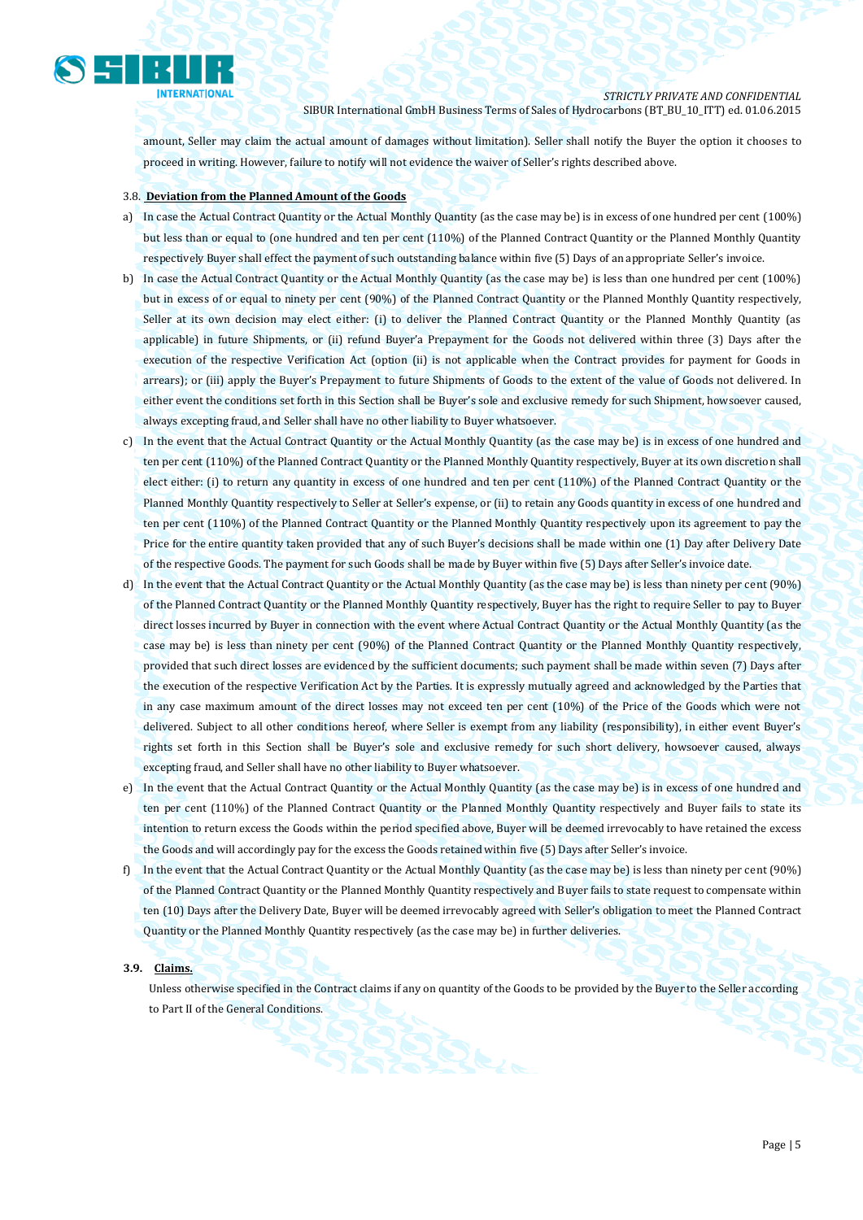amount, Seller may claim the actual amount of damages without limitation). Seller shall notify the Buyer the option it chooses to proceed in writing. However, failure to notify will not evidence the waiver of Seller's rights described above.

3.8. **Deviation from the Planned Amount of the Goods**

a) In case the Actual Contract Quantity or the Actual Monthly Quantity (as the case may be) is in excess of one hundred per cent (100%) but less than or equal to (one hundred and ten per cent (110%) of the Planned Contract Quantity or the Planned Monthly Quantity respectively Buyer shall effect the payment of such outstanding balance within five (5) Days of an appropriate Seller's invoice.

b) In case the Actual Contract Quantity or the Actual Monthly Quantity (as the case may be) is less than one hundred per cent (100%) but in excess of or equal to ninety per cent (90%) of the Planned Contract Quantity or the Planned Monthly Quantity respectively, Seller at its own decision may elect either: (i) to deliver the Planned Contract Quantity or the Planned Monthly Quantity (as applicable) in future Shipments, or (ii) refund Buyer'a Prepayment for the Goods not delivered within three (3) Days after the execution of the respective Verification Act (option (ii) is not applicable when the Contract provides for payment for Goods in arrears); or (iii) apply the Buyer's Prepayment to future Shipments of Goods to the extent of the value of Goods not delivered. In either event the conditions set forth in this Section shall be Buyer's sole and exclusive remedy for such Shipment, howsoever caused, always excepting fraud, and Seller shall have no other liability to Buyer whatsoever.

c) In the event that the Actual Contract Quantity or the Actual Monthly Quantity (as the case may be) is in excess of one hundred and ten per cent (110%) of the Planned Contract Quantity or the Planned Monthly Quantity respectively, Buyer at its own discretion shall elect either: (i) to return any quantity in excess of one hundred and ten per cent (110%) of the Planned Contract Quantity or the Planned Monthly Quantity respectively to Seller at Seller's expense, or (ii) to retain any Goods quantity in excess of one hundred and ten per cent (110%) of the Planned Contract Quantity or the Planned Monthly Quantity respectively upon its agreement to pay the Price for the entire quantity taken provided that any of such Buyer's decisions shall be made within one (1) Day after Delivery Date of the respective Goods. The payment for such Goods shall be made by Buyer within five (5) Days after Seller's invoice date.

d) In the event that the Actual Contract Quantity or the Actual Monthly Quantity (as the case may be) is less than ninety per cent (90%) of the Planned Contract Quantity or the Planned Monthly Quantity respectively, Buyer has the right to require Seller to pay to Buyer direct losses incurred by Buyer in connection with the event where Actual Contract Quantity or the Actual Monthly Quantity (as the case may be) is less than ninety per cent (90%) of the Planned Contract Quantity or the Planned Monthly Quantity respectively, provided that such direct losses are evidenced by the sufficient documents; such payment shall be made within seven (7) Days after the execution of the respective Verification Act by the Parties. It is expressly mutually agreed and acknowledged by the Parties that in any case maximum amount of the direct losses may not exceed ten per cent (10%) of the Price of the Goods which were not delivered. Subject to all other conditions hereof, where Seller is exempt from any liability (responsibility), in either event Buyer's rights set forth in this Section shall be Buyer's sole and exclusive remedy for such short delivery, howsoever caused, always excepting fraud, and Seller shall have no other liability to Buyer whatsoever.

e) In the event that the Actual Contract Quantity or the Actual Monthly Quantity (as the case may be) is in excess of one hundred and ten per cent (110%) of the Planned Contract Quantity or the Planned Monthly Quantity respectively and Buyer fails to state its intention to return excess the Goods within the period specified above, Buyer will be deemed irrevocably to have retained the excess the Goods and will accordingly pay for the excess the Goods retained within five (5) Days after Seller's invoice.

f) In the event that the Actual Contract Quantity or the Actual Monthly Quantity (as the case may be) is less than ninety per cent (90%) of the Planned Contract Quantity or the Planned Monthly Quantity respectively and Buyer fails to state request to compensate within ten (10) Days after the Delivery Date, Buyer will be deemed irrevocably agreed with Seller's obligation to meet the Planned Contract Quantity or the Planned Monthly Quantity respectively (as the case may be) in further deliveries.

**3.9. Claims.**

Unless otherwise specified in the Contract claims if any on quantity of the Goods to be provided by the Buyer to the Seller according to Part II of the General Conditions.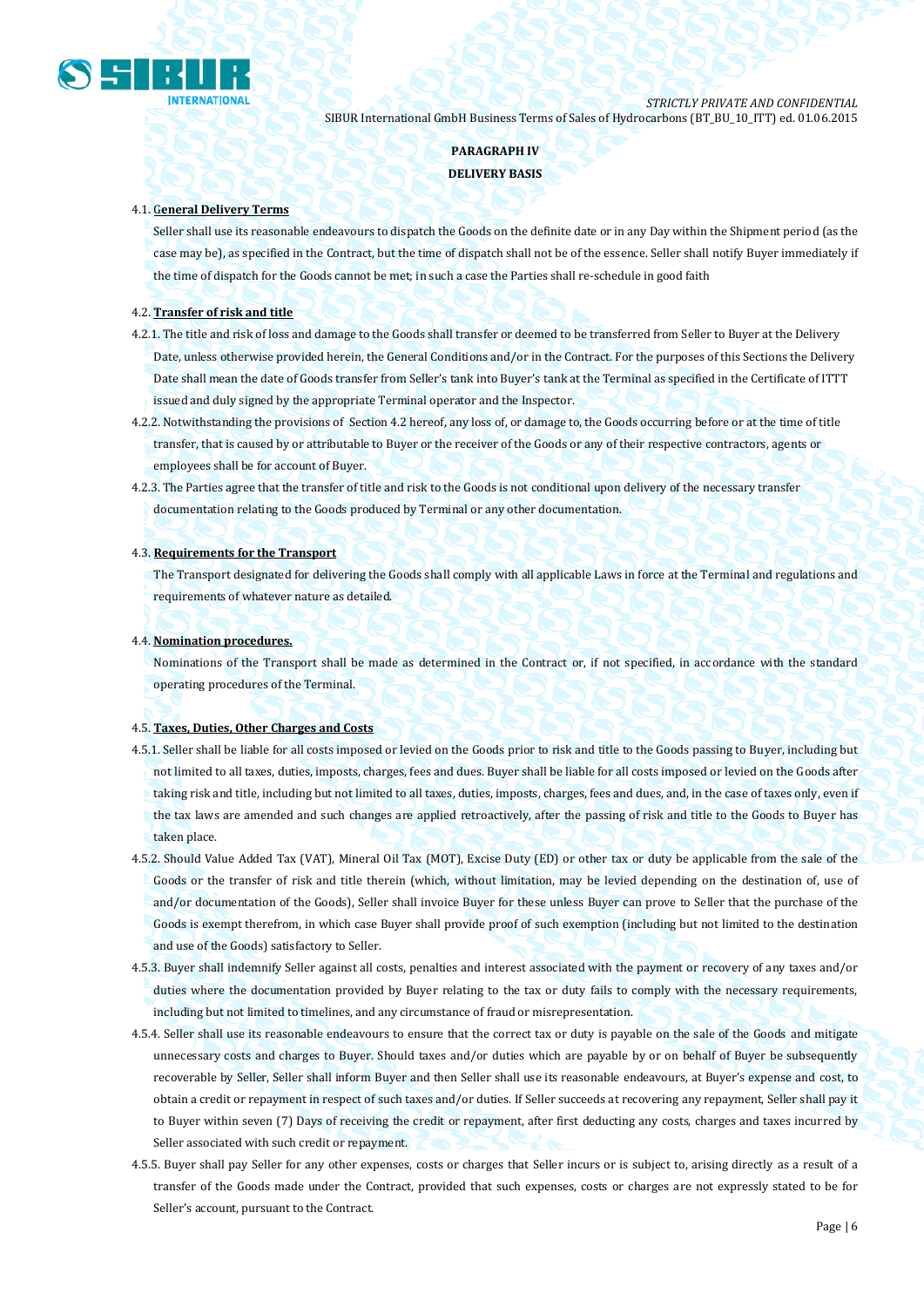## PARAGRAPH IV

## DELIVERY BASIS

4.1. **General Delivery Terms**

Seller shall use its reasonable endeavours to dispatch the Goods on the definite date or in any Day within the Shipment period (as the case may be), as specified in the Contract, but the time of dispatch shall not be of the essence. Seller shall notify Buyer immediately if the time of dispatch for the Goods cannot be met; in such a case the Parties shall re-schedule in good faith

4.2. **Transfer of risk and title**

4.2.1. The title and risk of loss and damage to the Goods shall transfer or deemed to be transferred from Seller to Buyer at the Delivery Date, unless otherwise provided herein, the General Conditions and/or in the Contract. For the purposes of this Sections the Delivery Date shall mean the date of Goods transfer from Seller's tank into Buyer's tank at the Terminal as specified in the Certificate of ITTT issued and duly signed by the appropriate Terminal operator and the Inspector.

4.2.2. Notwithstanding the provisions of Section 4.2 hereof, any loss of, or damage to, the Goods occurring before or at the time of title transfer, that is caused by or attributable to Buyer or the receiver of the Goods or any of their respective contractors, agents or employees shall be for account of Buyer.

4.2.3. The Parties agree that the transfer of title and risk to the Goods is not conditional upon delivery of the necessary transfer documentation relating to the Goods produced by Terminal or any other documentation.

4.3. **Requirements for the Transport**

The Transport designated for delivering the Goods shall comply with all applicable Laws in force at the Terminal and regulations and requirements of whatever nature as detailed.

4.4. **Nomination procedures.**

Nominations of the Transport shall be made as determined in the Contract or, if not specified, in accordance with the standard operating procedures of the Terminal.

4.5. **Taxes, Duties, Other Charges and Costs**

4.5.1. Seller shall be liable for all costs imposed or levied on the Goods prior to risk and title to the Goods passing to Buyer, including but not limited to all taxes, duties, imposts, charges, fees and dues. Buyer shall be liable for all costs imposed or levied on the Goods after taking risk and title, including but not limited to all taxes, duties, imposts, charges, fees and dues, and, in the case of taxes only, even if the tax laws are amended and such changes are applied retroactively, after the passing of risk and title to the Goods to Buyer has taken place.

4.5.2. Should Value Added Tax (VAT), Mineral Oil Tax (MOT), Excise Duty (ED) or other tax or duty be applicable from the sale of the Goods or the transfer of risk and title therein (which, without limitation, may be levied depending on the destination of, use of and/or documentation of the Goods), Seller shall invoice Buyer for these unless Buyer can prove to Seller that the purchase of the Goods is exempt therefrom, in which case Buyer shall provide proof of such exemption (including but not limited to the destination and use of the Goods) satisfactory to Seller.

4.5.3. Buyer shall indemnify Seller against all costs, penalties and interest associated with the payment or recovery of any taxes and/or duties where the documentation provided by Buyer relating to the tax or duty fails to comply with the necessary requirements, including but not limited to timelines, and any circumstance of fraud or misrepresentation.

4.5.4. Seller shall use its reasonable endeavours to ensure that the correct tax or duty is payable on the sale of the Goods and mitigate unnecessary costs and charges to Buyer. Should taxes and/or duties which are payable by or on behalf of Buyer be subsequently recoverable by Seller, Seller shall inform Buyer and then Seller shall use its reasonable endeavours, at Buyer's expense and cost, to obtain a credit or repayment in respect of such taxes and/or duties. If Seller succeeds at recovering any repayment, Seller shall pay it to Buyer within seven (7) Days of receiving the credit or repayment, after first deducting any costs, charges and taxes incurred by Seller associated with such credit or repayment.

4.5.5. Buyer shall pay Seller for any other expenses, costs or charges that Seller incurs or is subject to, arising directly as a result of a transfer of the Goods made under the Contract, provided that such expenses, costs or charges are not expressly stated to be for Seller's account, pursuant to the Contract.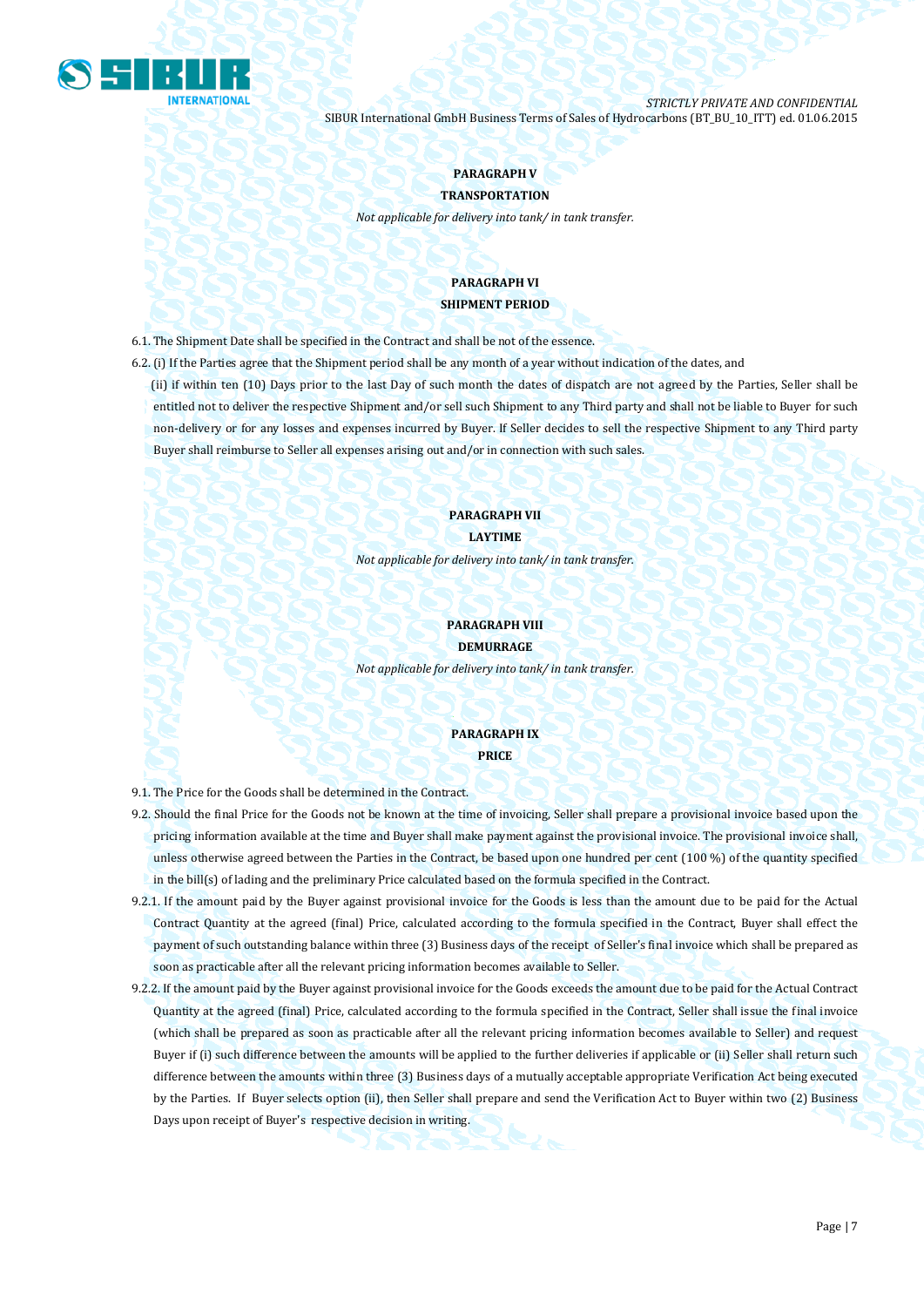## PARAGRAPH V

## TRANSPORTATION

*Not applicable for delivery into tank/ in tank transfer.*

## PARAGRAPH VI

## SHIPMENT PERIOD

6.1. The Shipment Date shall be specified in the Contract and shall be not of the essence.

6.2. (i) If the Parties agree that the Shipment period shall be any month of a year without indication of the dates, and

(ii) if within ten (10) Days prior to the last Day of such month the dates of dispatch are not agreed by the Parties, Seller shall be entitled not to deliver the respective Shipment and/or sell such Shipment to any Third party and shall not be liable to Buyer for such non-delivery or for any losses and expenses incurred by Buyer. If Seller decides to sell the respective Shipment to any Third party Buyer shall reimburse to Seller all expenses arising out and/or in connection with such sales.

## PARAGRAPH VII

## LAYTIME

*Not applicable for delivery into tank/ in tank transfer.*

## PARAGRAPH VIII

## DEMURRAGE

*Not applicable for delivery into tank/ in tank transfer.*

## PARAGRAPH IX

## PRICE

9.1. The Price for the Goods shall be determined in the Contract.

9.2. Should the final Price for the Goods not be known at the time of invoicing, Seller shall prepare a provisional invoice based upon the pricing information available at the time and Buyer shall make payment against the provisional invoice. The provisional invoice shall, unless otherwise agreed between the Parties in the Contract, be based upon one hundred per cent (100 %) of the quantity specified in the bill(s) of lading and the preliminary Price calculated based on the formula specified in the Contract.

9.2.1. If the amount paid by the Buyer against provisional invoice for the Goods is less than the amount due to be paid for the Actual Contract Quantity at the agreed (final) Price, calculated according to the formula specified in the Contract, Buyer shall effect the payment of such outstanding balance within three (3) Business days of the receipt of Seller's final invoice which shall be prepared as soon as practicable after all the relevant pricing information becomes available to Seller.

9.2.2. If the amount paid by the Buyer against provisional invoice for the Goods exceeds the amount due to be paid for the Actual Contract Quantity at the agreed (final) Price, calculated according to the formula specified in the Contract, Seller shall issue the final invoice (which shall be prepared as soon as practicable after all the relevant pricing information becomes available to Seller) and request Buyer if (i) such difference between the amounts will be applied to the further deliveries if applicable or (ii) Seller shall return such difference between the amounts within three (3) Business days of a mutually acceptable appropriate Verification Act being executed by the Parties. If Buyer selects option (ii), then Seller shall prepare and send the Verification Act to Buyer within two (2) Business Days upon receipt of Buyer's respective decision in writing.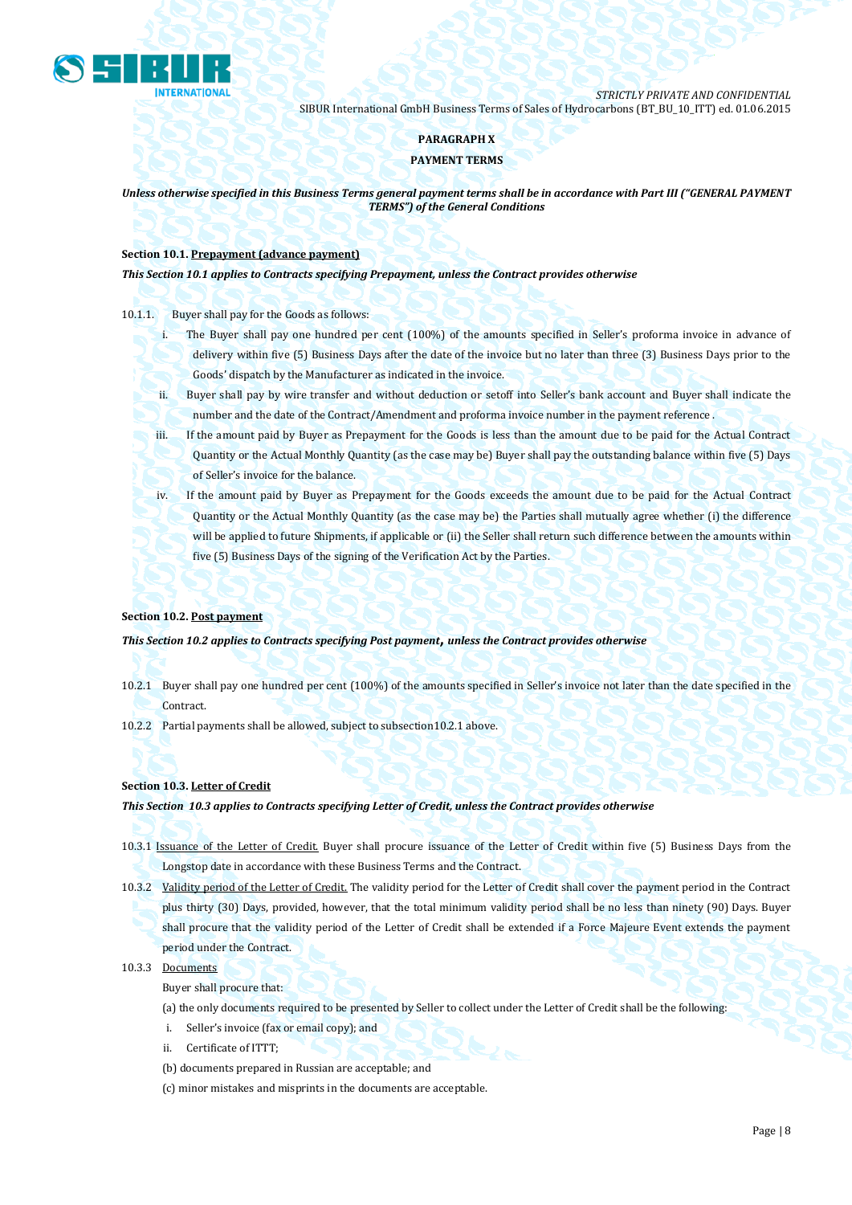**PARAGRAPH X**

**PAYMENT TERMS**

***Unless otherwise specified in this Business Terms general payment terms shall be in accordance with Part III ("GENERAL PAYMENT TERMS") of the General Conditions***

**Section 10.1. <u>Prepayment (advance payment)</u>**

***This Section 10.1 applies to Contracts specifying Prepayment, unless the Contract provides otherwise***

10.1.1. Buyer shall pay for the Goods as follows:

i. The Buyer shall pay one hundred per cent (100%) of the amounts specified in Seller's proforma invoice in advance of delivery within five (5) Business Days after the date of the invoice but no later than three (3) Business Days prior to the Goods' dispatch by the Manufacturer as indicated in the invoice.

ii. Buyer shall pay by wire transfer and without deduction or setoff into Seller's bank account and Buyer shall indicate the number and the date of the Contract/Amendment and proforma invoice number in the payment reference .

iii. If the amount paid by Buyer as Prepayment for the Goods is less than the amount due to be paid for the Actual Contract Quantity or the Actual Monthly Quantity (as the case may be) Buyer shall pay the outstanding balance within five (5) Days of Seller's invoice for the balance.

iv. If the amount paid by Buyer as Prepayment for the Goods exceeds the amount due to be paid for the Actual Contract Quantity or the Actual Monthly Quantity (as the case may be) the Parties shall mutually agree whether (i) the difference will be applied to future Shipments, if applicable or (ii) the Seller shall return such difference between the amounts within five (5) Business Days of the signing of the Verification Act by the Parties.

**Section 10.2. <u>Post payment</u>**

***This Section 10.2 applies to Contracts specifying Post payment, unless the Contract provides otherwise***

10.2.1 Buyer shall pay one hundred per cent (100%) of the amounts specified in Seller's invoice not later than the date specified in the Contract.

10.2.2 Partial payments shall be allowed, subject to subsection10.2.1 above.

**Section 10.3. <u>Letter of Credit</u>**

***This Section 10.3 applies to Contracts specifying Letter of Credit, unless the Contract provides otherwise***

10.3.1 <u>Issuance of the Letter of Credit.</u> Buyer shall procure issuance of the Letter of Credit within five (5) Business Days from the Longstop date in accordance with these Business Terms and the Contract.

10.3.2 <u>Validity period of the Letter of Credit.</u> The validity period for the Letter of Credit shall cover the payment period in the Contract plus thirty (30) Days, provided, however, that the total minimum validity period shall be no less than ninety (90) Days. Buyer shall procure that the validity period of the Letter of Credit shall be extended if a Force Majeure Event extends the payment period under the Contract.

10.3.3 <u>Documents</u>

Buyer shall procure that:

(a) the only documents required to be presented by Seller to collect under the Letter of Credit shall be the following:

i. Seller's invoice (fax or email copy); and

ii. Certificate of ITTT;

(b) documents prepared in Russian are acceptable; and

(c) minor mistakes and misprints in the documents are acceptable.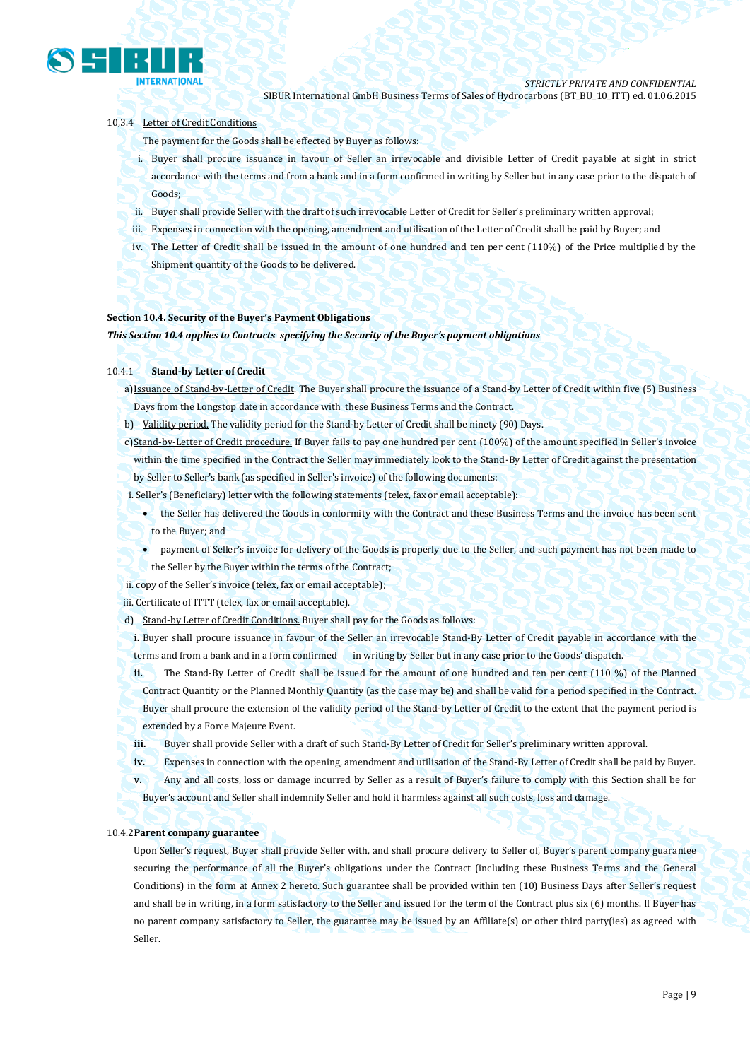10,3.4 Letter of Credit Conditions

The payment for the Goods shall be effected by Buyer as follows:

i. Buyer shall procure issuance in favour of Seller an irrevocable and divisible Letter of Credit payable at sight in strict accordance with the terms and from a bank and in a form confirmed in writing by Seller but in any case prior to the dispatch of Goods;

ii. Buyer shall provide Seller with the draft of such irrevocable Letter of Credit for Seller's preliminary written approval;

iii. Expenses in connection with the opening, amendment and utilisation of the Letter of Credit shall be paid by Buyer; and

iv. The Letter of Credit shall be issued in the amount of one hundred and ten per cent (110%) of the Price multiplied by the Shipment quantity of the Goods to be delivered.

**Section 10.4. Security of the Buyer's Payment Obligations**

***This Section 10.4 applies to Contracts specifying the Security of the Buyer's payment obligations***

10.4.1 **Stand-by Letter of Credit**

a) Issuance of Stand-by-Letter of Credit. The Buyer shall procure the issuance of a Stand-by Letter of Credit within five (5) Business Days from the Longstop date in accordance with these Business Terms and the Contract.

b) Validity period. The validity period for the Stand-by Letter of Credit shall be ninety (90) Days.

c) Stand-by-Letter of Credit procedure. If Buyer fails to pay one hundred per cent (100%) of the amount specified in Seller's invoice within the time specified in the Contract the Seller may immediately look to the Stand-By Letter of Credit against the presentation by Seller to Seller's bank (as specified in Seller's invoice) of the following documents:

i. Seller's (Beneficiary) letter with the following statements (telex, fax or email acceptable):

- the Seller has delivered the Goods in conformity with the Contract and these Business Terms and the invoice has been sent to the Buyer; and
- payment of Seller's invoice for delivery of the Goods is properly due to the Seller, and such payment has not been made to the Seller by the Buyer within the terms of the Contract;

ii. copy of the Seller's invoice (telex, fax or email acceptable);

iii. Certificate of ITTT (telex, fax or email acceptable).

d) Stand-by Letter of Credit Conditions. Buyer shall pay for the Goods as follows:

**i.** Buyer shall procure issuance in favour of the Seller an irrevocable Stand-By Letter of Credit payable in accordance with the terms and from a bank and in a form confirmed in writing by Seller but in any case prior to the Goods' dispatch.

**ii.** The Stand-By Letter of Credit shall be issued for the amount of one hundred and ten per cent (110 %) of the Planned Contract Quantity or the Planned Monthly Quantity (as the case may be) and shall be valid for a period specified in the Contract. Buyer shall procure the extension of the validity period of the Stand-by Letter of Credit to the extent that the payment period is extended by a Force Majeure Event.

**iii.** Buyer shall provide Seller with a draft of such Stand-By Letter of Credit for Seller's preliminary written approval.

**iv.** Expenses in connection with the opening, amendment and utilisation of the Stand-By Letter of Credit shall be paid by Buyer.

**v.** Any and all costs, loss or damage incurred by Seller as a result of Buyer's failure to comply with this Section shall be for Buyer's account and Seller shall indemnify Seller and hold it harmless against all such costs, loss and damage.

10.4.2 **Parent company guarantee**

Upon Seller's request, Buyer shall provide Seller with, and shall procure delivery to Seller of, Buyer's parent company guarantee securing the performance of all the Buyer's obligations under the Contract (including these Business Terms and the General Conditions) in the form at Annex 2 hereto. Such guarantee shall be provided within ten (10) Business Days after Seller's request and shall be in writing, in a form satisfactory to the Seller and issued for the term of the Contract plus six (6) months. If Buyer has no parent company satisfactory to Seller, the guarantee may be issued by an Affiliate(s) or other third party(ies) as agreed with Seller.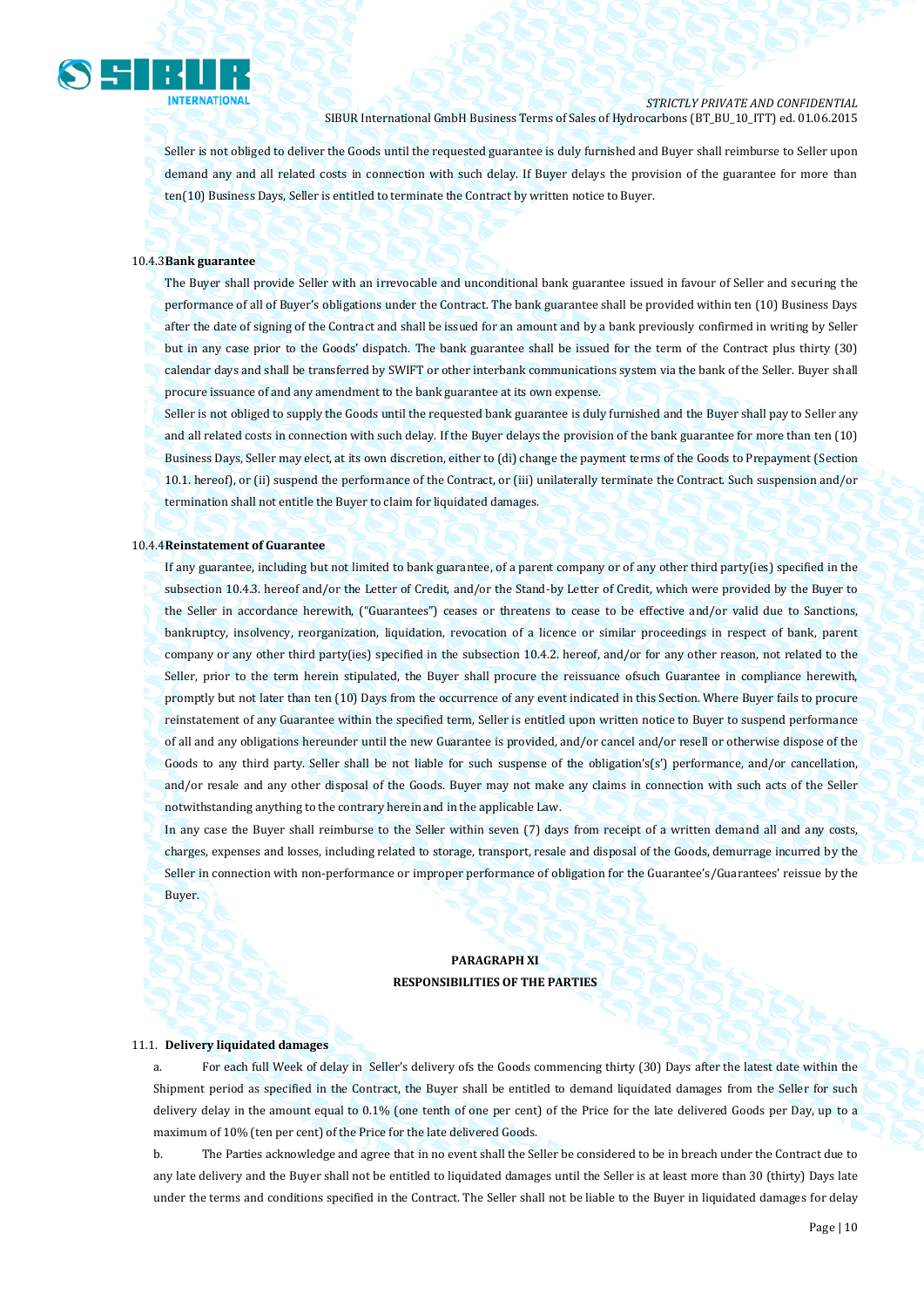Seller is not obliged to deliver the Goods until the requested guarantee is duly furnished and Buyer shall reimburse to Seller upon demand any and all related costs in connection with such delay. If Buyer delays the provision of the guarantee for more than ten(10) Business Days, Seller is entitled to terminate the Contract by written notice to Buyer.

10.4.3 **Bank guarantee**

The Buyer shall provide Seller with an irrevocable and unconditional bank guarantee issued in favour of Seller and securing the performance of all of Buyer's obligations under the Contract. The bank guarantee shall be provided within ten (10) Business Days after the date of signing of the Contract and shall be issued for an amount and by a bank previously confirmed in writing by Seller but in any case prior to the Goods' dispatch. The bank guarantee shall be issued for the term of the Contract plus thirty (30) calendar days and shall be transferred by SWIFT or other interbank communications system via the bank of the Seller. Buyer shall procure issuance of and any amendment to the bank guarantee at its own expense.

Seller is not obliged to supply the Goods until the requested bank guarantee is duly furnished and the Buyer shall pay to Seller any and all related costs in connection with such delay. If the Buyer delays the provision of the bank guarantee for more than ten (10) Business Days, Seller may elect, at its own discretion, either to (di) change the payment terms of the Goods to Prepayment (Section 10.1. hereof), or (ii) suspend the performance of the Contract, or (iii) unilaterally terminate the Contract. Such suspension and/or termination shall not entitle the Buyer to claim for liquidated damages.

10.4.4 **Reinstatement of Guarantee**

If any guarantee, including but not limited to bank guarantee, of a parent company or of any other third party(ies) specified in the subsection 10.4.3. hereof and/or the Letter of Credit, and/or the Stand-by Letter of Credit, which were provided by the Buyer to the Seller in accordance herewith, ("Guarantees") ceases or threatens to cease to be effective and/or valid due to Sanctions, bankruptcy, insolvency, reorganization, liquidation, revocation of a licence or similar proceedings in respect of bank, parent company or any other third party(ies) specified in the subsection 10.4.2. hereof, and/or for any other reason, not related to the Seller, prior to the term herein stipulated, the Buyer shall procure the reissuance ofsuch Guarantee in compliance herewith, promptly but not later than ten (10) Days from the occurrence of any event indicated in this Section. Where Buyer fails to procure reinstatement of any Guarantee within the specified term, Seller is entitled upon written notice to Buyer to suspend performance of all and any obligations hereunder until the new Guarantee is provided, and/or cancel and/or resell or otherwise dispose of the Goods to any third party. Seller shall be not liable for such suspense of the obligation's(s') performance, and/or cancellation, and/or resale and any other disposal of the Goods. Buyer may not make any claims in connection with such acts of the Seller notwithstanding anything to the contrary herein and in the applicable Law.

In any case the Buyer shall reimburse to the Seller within seven (7) days from receipt of a written demand all and any costs, charges, expenses and losses, including related to storage, transport, resale and disposal of the Goods, demurrage incurred by the Seller in connection with non-performance or improper performance of obligation for the Guarantee's/Guarantees' reissue by the Buyer.

## PARAGRAPH XI
## RESPONSIBILITIES OF THE PARTIES

11.1. **Delivery liquidated damages**

a. For each full Week of delay in Seller's delivery ofs the Goods commencing thirty (30) Days after the latest date within the Shipment period as specified in the Contract, the Buyer shall be entitled to demand liquidated damages from the Seller for such delivery delay in the amount equal to 0.1% (one tenth of one per cent) of the Price for the late delivered Goods per Day, up to a maximum of 10% (ten per cent) of the Price for the late delivered Goods.

b. The Parties acknowledge and agree that in no event shall the Seller be considered to be in breach under the Contract due to any late delivery and the Buyer shall not be entitled to liquidated damages until the Seller is at least more than 30 (thirty) Days late under the terms and conditions specified in the Contract. The Seller shall not be liable to the Buyer in liquidated damages for delay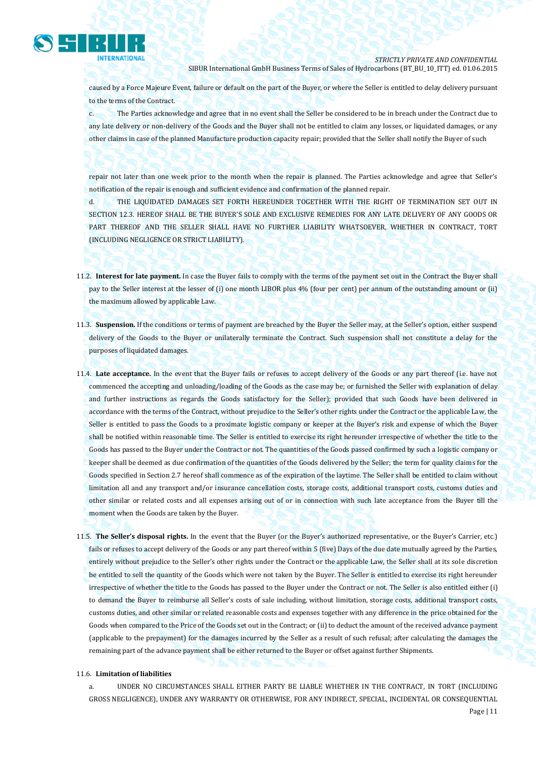caused by a Force Majeure Event, failure or default on the part of the Buyer, or where the Seller is entitled to delay delivery pursuant to the terms of the Contract.

c. The Parties acknowledge and agree that in no event shall the Seller be considered to be in breach under the Contract due to any late delivery or non-delivery of the Goods and the Buyer shall not be entitled to claim any losses, or liquidated damages, or any other claims in case of the planned Manufacture production capacity repair; provided that the Seller shall notify the Buyer of such repair not later than one week prior to the month when the repair is planned. The Parties acknowledge and agree that Seller's notification of the repair is enough and sufficient evidence and confirmation of the planned repair.

d. THE LIQUIDATED DAMAGES SET FORTH HEREUNDER TOGETHER WITH THE RIGHT OF TERMINATION SET OUT IN SECTION 12.3. HEREOF SHALL BE THE BUYER'S SOLE AND EXCLUSIVE REMEDIES FOR ANY LATE DELIVERY OF ANY GOODS OR PART THEREOF AND THE SELLER SHALL HAVE NO FURTHER LIABILITY WHATSOEVER, WHETHER IN CONTRACT, TORT (INCLUDING NEGLIGENCE OR STRICT LIABILITY).

11.2. **Interest for late payment.** In case the Buyer fails to comply with the terms of the payment set out in the Contract the Buyer shall pay to the Seller interest at the lesser of (i) one month LIBOR plus 4% (four per cent) per annum of the outstanding amount or (ii) the maximum allowed by applicable Law.

11.3. **Suspension.** If the conditions or terms of payment are breached by the Buyer the Seller may, at the Seller's option, either suspend delivery of the Goods to the Buyer or unilaterally terminate the Contract. Such suspension shall not constitute a delay for the purposes of liquidated damages.

11.4. **Late acceptance.** In the event that the Buyer fails or refuses to accept delivery of the Goods or any part thereof (i.e. have not commenced the accepting and unloading/loading of the Goods as the case may be; or furnished the Seller with explanation of delay and further instructions as regards the Goods satisfactory for the Seller); provided that such Goods have been delivered in accordance with the terms of the Contract, without prejudice to the Seller's other rights under the Contract or the applicable Law, the Seller is entitled to pass the Goods to a proximate logistic company or keeper at the Buyer's risk and expense of which the Buyer shall be notified within reasonable time. The Seller is entitled to exercise its right hereunder irrespective of whether the title to the Goods has passed to the Buyer under the Contract or not. The quantities of the Goods passed confirmed by such a logistic company or keeper shall be deemed as due confirmation of the quantities of the Goods delivered by the Seller; the term for quality claims for the Goods specified in Section 2.7 hereof shall commence as of the expiration of the laytime. The Seller shall be entitled to claim without limitation all and any transport and/or insurance cancellation costs, storage costs, additional transport costs, customs duties and other similar or related costs and all expenses arising out of or in connection with such late acceptance from the Buyer till the moment when the Goods are taken by the Buyer.

11.5. **The Seller's disposal rights.** In the event that the Buyer (or the Buyer's authorized representative, or the Buyer's Carrier, etc.) fails or refuses to accept delivery of the Goods or any part thereof within 5 (five) Days of the due date mutually agreed by the Parties, entirely without prejudice to the Seller's other rights under the Contract or the applicable Law, the Seller shall at its sole discretion be entitled to sell the quantity of the Goods which were not taken by the Buyer. The Seller is entitled to exercise its right hereunder irrespective of whether the title to the Goods has passed to the Buyer under the Contract or not. The Seller is also entitled either (i) to demand the Buyer to reimburse all Seller's costs of sale including, without limitation, storage costs, additional transport costs, customs duties, and other similar or related reasonable costs and expenses together with any difference in the price obtained for the Goods when compared to the Price of the Goods set out in the Contract; or (ii) to deduct the amount of the received advance payment (applicable to the prepayment) for the damages incurred by the Seller as a result of such refusal; after calculating the damages the remaining part of the advance payment shall be either returned to the Buyer or offset against further Shipments.

11.6. **Limitation of liabilities**

a. UNDER NO CIRCUMSTANCES SHALL EITHER PARTY BE LIABLE WHETHER IN THE CONTRACT, IN TORT (INCLUDING GROSS NEGLIGENCE), UNDER ANY WARRANTY OR OTHERWISE, FOR ANY INDIRECT, SPECIAL, INCIDENTAL OR CONSEQUENTIAL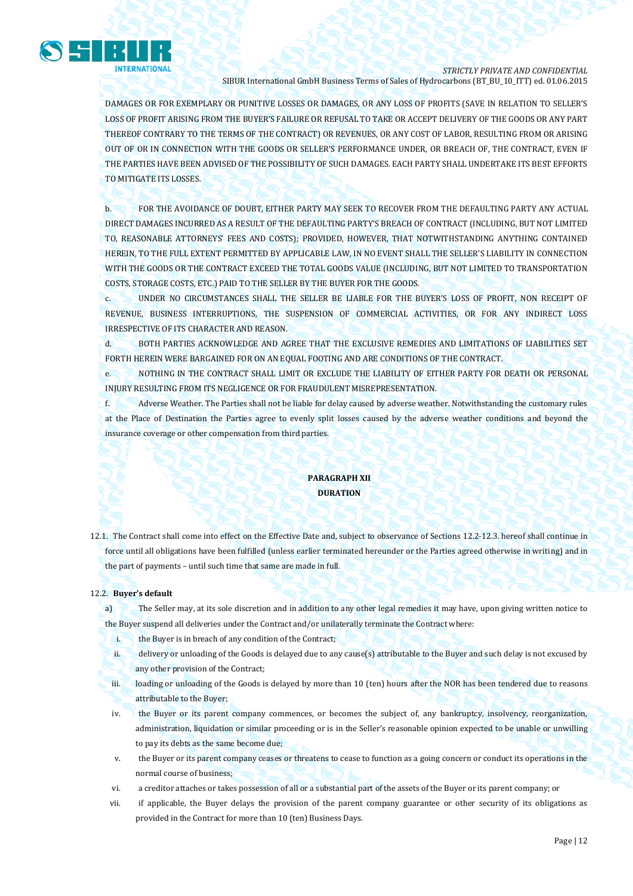DAMAGES OR FOR EXEMPLARY OR PUNITIVE LOSSES OR DAMAGES, OR ANY LOSS OF PROFITS (SAVE IN RELATION TO SELLER'S LOSS OF PROFIT ARISING FROM THE BUYER'S FAILURE OR REFUSAL TO TAKE OR ACCEPT DELIVERY OF THE GOODS OR ANY PART THEREOF CONTRARY TO THE TERMS OF THE CONTRACT) OR REVENUES, OR ANY COST OF LABOR, RESULTING FROM OR ARISING OUT OF OR IN CONNECTION WITH THE GOODS OR SELLER'S PERFORMANCE UNDER, OR BREACH OF, THE CONTRACT, EVEN IF THE PARTIES HAVE BEEN ADVISED OF THE POSSIBILITY OF SUCH DAMAGES. EACH PARTY SHALL UNDERTAKE ITS BEST EFFORTS TO MITIGATE ITS LOSSES.

b. FOR THE AVOIDANCE OF DOUBT, EITHER PARTY MAY SEEK TO RECOVER FROM THE DEFAULTING PARTY ANY ACTUAL DIRECT DAMAGES INCURRED AS A RESULT OF THE DEFAULTING PARTY'S BREACH OF CONTRACT (INCLUDING, BUT NOT LIMITED TO, REASONABLE ATTORNEYS' FEES AND COSTS); PROVIDED, HOWEVER, THAT NOTWITHSTANDING ANYTHING CONTAINED HEREIN, TO THE FULL EXTENT PERMITTED BY APPLICABLE LAW, IN NO EVENT SHALL THE SELLER'S LIABILITY IN CONNECTION WITH THE GOODS OR THE CONTRACT EXCEED THE TOTAL GOODS VALUE (INCLUDING, BUT NOT LIMITED TO TRANSPORTATION COSTS, STORAGE COSTS, ETC.) PAID TO THE SELLER BY THE BUYER FOR THE GOODS.

c. UNDER NO CIRCUMSTANCES SHALL THE SELLER BE LIABLE FOR THE BUYER'S LOSS OF PROFIT, NON RECEIPT OF REVENUE, BUSINESS INTERRUPTIONS, THE SUSPENSION OF COMMERCIAL ACTIVITIES, OR FOR ANY INDIRECT LOSS IRRESPECTIVE OF ITS CHARACTER AND REASON.

d. BOTH PARTIES ACKNOWLEDGE AND AGREE THAT THE EXCLUSIVE REMEDIES AND LIMITATIONS OF LIABILITIES SET FORTH HEREIN WERE BARGAINED FOR ON AN EQUAL FOOTING AND ARE CONDITIONS OF THE CONTRACT.

e. NOTHING IN THE CONTRACT SHALL LIMIT OR EXCLUDE THE LIABILITY OF EITHER PARTY FOR DEATH OR PERSONAL INJURY RESULTING FROM ITS NEGLIGENCE OR FOR FRAUDULENT MISREPRESENTATION.

f. Adverse Weather. The Parties shall not be liable for delay caused by adverse weather. Notwithstanding the customary rules at the Place of Destination the Parties agree to evenly split losses caused by the adverse weather conditions and beyond the insurance coverage or other compensation from third parties.

## PARAGRAPH XII
## DURATION

12.1. The Contract shall come into effect on the Effective Date and, subject to observance of Sections 12.2-12.3. hereof shall continue in force until all obligations have been fulfilled (unless earlier terminated hereunder or the Parties agreed otherwise in writing) and in the part of payments – until such time that same are made in full.

12.2. **Buyer's default**

a) The Seller may, at its sole discretion and in addition to any other legal remedies it may have, upon giving written notice to the Buyer suspend all deliveries under the Contract and/or unilaterally terminate the Contract where:

i. the Buyer is in breach of any condition of the Contract;

ii. delivery or unloading of the Goods is delayed due to any cause(s) attributable to the Buyer and such delay is not excused by any other provision of the Contract;

iii. loading or unloading of the Goods is delayed by more than 10 (ten) hours after the NOR has been tendered due to reasons attributable to the Buyer;

iv. the Buyer or its parent company commences, or becomes the subject of, any bankruptcy, insolvency, reorganization, administration, liquidation or similar proceeding or is in the Seller's reasonable opinion expected to be unable or unwilling to pay its debts as the same become due;

v. the Buyer or its parent company ceases or threatens to cease to function as a going concern or conduct its operations in the normal course of business;

vi. a creditor attaches or takes possession of all or a substantial part of the assets of the Buyer or its parent company; or

vii. if applicable, the Buyer delays the provision of the parent company guarantee or other security of its obligations as provided in the Contract for more than 10 (ten) Business Days.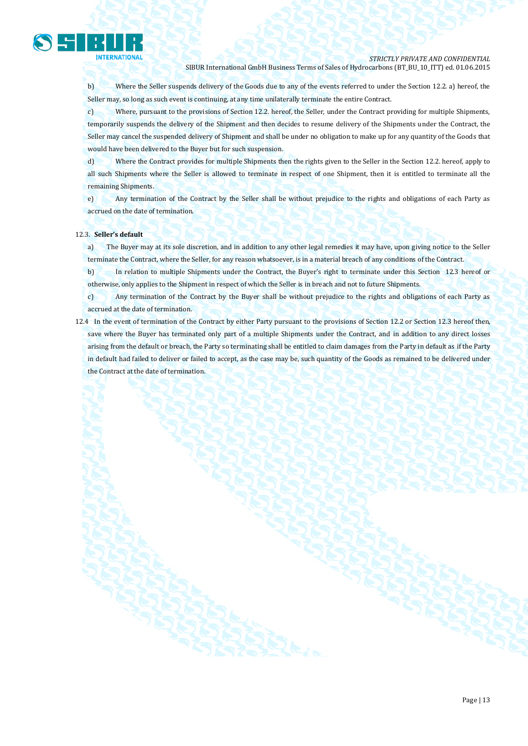b) Where the Seller suspends delivery of the Goods due to any of the events referred to under the Section 12.2. a) hereof, the Seller may, so long as such event is continuing, at any time unilaterally terminate the entire Contract.

c) Where, pursuant to the provisions of Section 12.2. hereof, the Seller, under the Contract providing for multiple Shipments, temporarily suspends the delivery of the Shipment and then decides to resume delivery of the Shipments under the Contract, the Seller may cancel the suspended delivery of Shipment and shall be under no obligation to make up for any quantity of the Goods that would have been delivered to the Buyer but for such suspension.

d) Where the Contract provides for multiple Shipments then the rights given to the Seller in the Section 12.2. hereof, apply to all such Shipments where the Seller is allowed to terminate in respect of one Shipment, then it is entitled to terminate all the remaining Shipments.

e) Any termination of the Contract by the Seller shall be without prejudice to the rights and obligations of each Party as accrued on the date of termination.

12.3. **Seller's default**

a) The Buyer may at its sole discretion, and in addition to any other legal remedies it may have, upon giving notice to the Seller terminate the Contract, where the Seller, for any reason whatsoever, is in a material breach of any conditions of the Contract.

b) In relation to multiple Shipments under the Contract, the Buyer's right to terminate under this Section 12.3 hereof or otherwise, only applies to the Shipment in respect of which the Seller is in breach and not to future Shipments.

c) Any termination of the Contract by the Buyer shall be without prejudice to the rights and obligations of each Party as accrued at the date of termination.

12.4 In the event of termination of the Contract by either Party pursuant to the provisions of Section 12.2 or Section 12.3 hereof then, save where the Buyer has terminated only part of a multiple Shipments under the Contract, and in addition to any direct losses arising from the default or breach, the Party so terminating shall be entitled to claim damages from the Party in default as if the Party in default had failed to deliver or failed to accept, as the case may be, such quantity of the Goods as remained to be delivered under the Contract at the date of termination.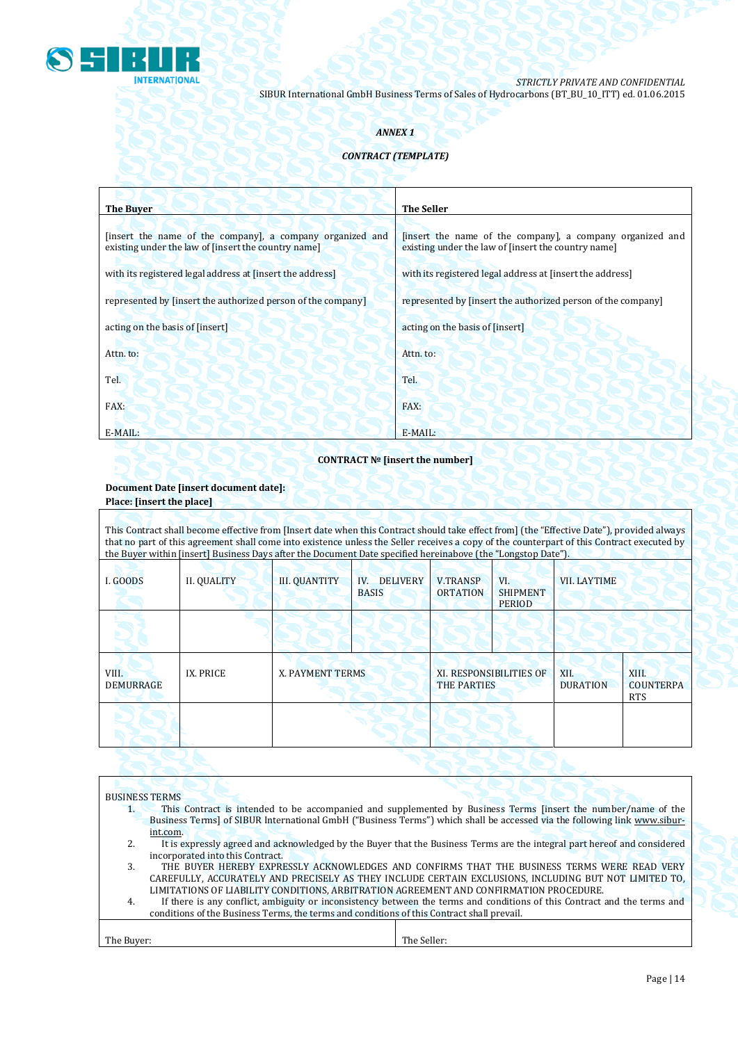*ANNEX 1*

*CONTRACT (TEMPLATE)*

| **The Buyer** | **The Seller** |
|---|---|
| [insert the name of the company], a company organized and existing under the law of [insert the country name] | [insert the name of the company], a company organized and existing under the law of [insert the country name] |
| with its registered legal address at [insert the address] | with its registered legal address at [insert the address] |
| represented by [insert the authorized person of the company] | represented by [insert the authorized person of the company] |
| acting on the basis of [insert] | acting on the basis of [insert] |
| Attn. to: | Attn. to: |
| Tel. | Tel. |
| FAX: | FAX: |
| E-MAIL: | E-MAIL: |

**CONTRACT № [insert the number]**

**Document Date [insert document date]:**
**Place: [insert the place]**

This Contract shall become effective from [Insert date when this Contract should take effect from] (the "Effective Date"), provided always that no part of this agreement shall come into existence unless the Seller receives a copy of the counterpart of this Contract executed by the Buyer within [insert] Business Days after the Document Date specified hereinabove (the "Longstop Date").

| I. GOODS | II. QUALITY | III. QUANTITY | IV. DELIVERY BASIS | V.TRANSPORTATION | VI. SHIPMENT PERIOD | VII. LAYTIME |
|---|---|---|---|---|---|---|
| | | | | | | |

| VIII. DEMURRAGE | IX. PRICE | X. PAYMENT TERMS | XI. RESPONSIBILITIES OF THE PARTIES | XII. DURATION | XIII. COUNTERPARTS |
|---|---|---|---|---|---|
| | | | | | |

BUSINESS TERMS

1. This Contract is intended to be accompanied and supplemented by Business Terms [insert the number/name of the Business Terms] of SIBUR International GmbH ("Business Terms") which shall be accessed via the following link www.sibur-int.com.
2. It is expressly agreed and acknowledged by the Buyer that the Business Terms are the integral part hereof and considered incorporated into this Contract.
3. THE BUYER HEREBY EXPRESSLY ACKNOWLEDGES AND CONFIRMS THAT THE BUSINESS TERMS WERE READ VERY CAREFULLY, ACCURATELY AND PRECISELY AS THEY INCLUDE CERTAIN EXCLUSIONS, INCLUDING BUT NOT LIMITED TO, LIMITATIONS OF LIABILITY CONDITIONS, ARBITRATION AGREEMENT AND CONFIRMATION PROCEDURE.
4. If there is any conflict, ambiguity or inconsistency between the terms and conditions of this Contract and the terms and conditions of the Business Terms, the terms and conditions of this Contract shall prevail.

| The Buyer: | The Seller: |
|---|---|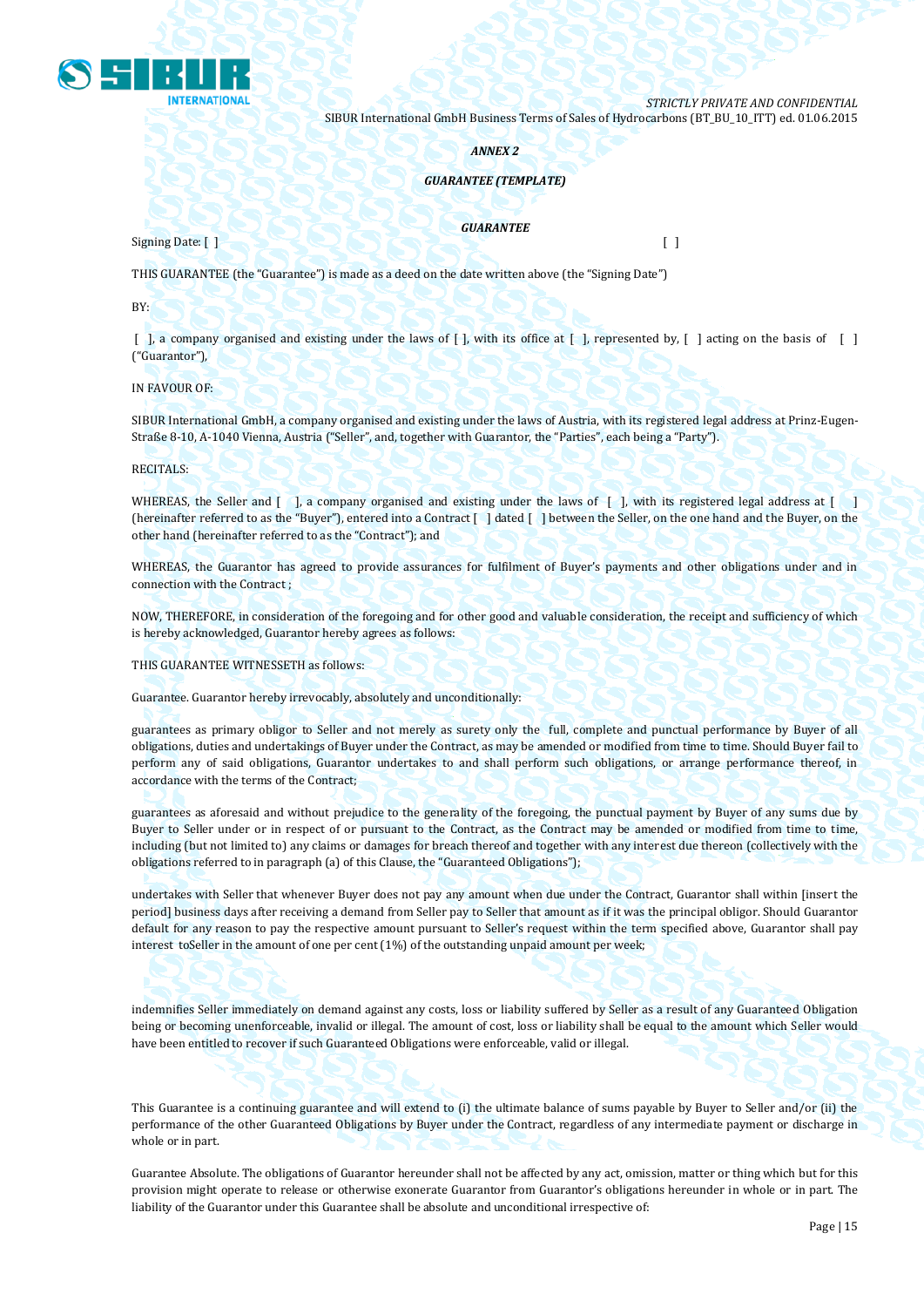*ANNEX 2*

*GUARANTEE (TEMPLATE)*

*GUARANTEE*

Signing Date: [ ] [ ]

THIS GUARANTEE (the "Guarantee") is made as a deed on the date written above (the "Signing Date")

BY:

[ ], a company organised and existing under the laws of [ ], with its office at [ ], represented by, [ ] acting on the basis of [ ] ("Guarantor"),

IN FAVOUR OF:

SIBUR International GmbH, a company organised and existing under the laws of Austria, with its registered legal address at Prinz-Eugen-Straße 8-10, A-1040 Vienna, Austria ("Seller", and, together with Guarantor, the "Parties", each being a "Party").

RECITALS:

WHEREAS, the Seller and [ ], a company organised and existing under the laws of [ ], with its registered legal address at [ ] (hereinafter referred to as the "Buyer"), entered into a Contract [ ] dated [ ] between the Seller, on the one hand and the Buyer, on the other hand (hereinafter referred to as the "Contract"); and

WHEREAS, the Guarantor has agreed to provide assurances for fulfilment of Buyer's payments and other obligations under and in connection with the Contract ;

NOW, THEREFORE, in consideration of the foregoing and for other good and valuable consideration, the receipt and sufficiency of which is hereby acknowledged, Guarantor hereby agrees as follows:

THIS GUARANTEE WITNESSETH as follows:

Guarantee. Guarantor hereby irrevocably, absolutely and unconditionally:

guarantees as primary obligor to Seller and not merely as surety only the full, complete and punctual performance by Buyer of all obligations, duties and undertakings of Buyer under the Contract, as may be amended or modified from time to time. Should Buyer fail to perform any of said obligations, Guarantor undertakes to and shall perform such obligations, or arrange performance thereof, in accordance with the terms of the Contract;

guarantees as aforesaid and without prejudice to the generality of the foregoing, the punctual payment by Buyer of any sums due by Buyer to Seller under or in respect of or pursuant to the Contract, as the Contract may be amended or modified from time to time, including (but not limited to) any claims or damages for breach thereof and together with any interest due thereon (collectively with the obligations referred to in paragraph (a) of this Clause, the "Guaranteed Obligations");

undertakes with Seller that whenever Buyer does not pay any amount when due under the Contract, Guarantor shall within [insert the period] business days after receiving a demand from Seller pay to Seller that amount as if it was the principal obligor. Should Guarantor default for any reason to pay the respective amount pursuant to Seller's request within the term specified above, Guarantor shall pay interest toSeller in the amount of one per cent (1%) of the outstanding unpaid amount per week;

indemnifies Seller immediately on demand against any costs, loss or liability suffered by Seller as a result of any Guaranteed Obligation being or becoming unenforceable, invalid or illegal. The amount of cost, loss or liability shall be equal to the amount which Seller would have been entitled to recover if such Guaranteed Obligations were enforceable, valid or illegal.

This Guarantee is a continuing guarantee and will extend to (i) the ultimate balance of sums payable by Buyer to Seller and/or (ii) the performance of the other Guaranteed Obligations by Buyer under the Contract, regardless of any intermediate payment or discharge in whole or in part.

Guarantee Absolute. The obligations of Guarantor hereunder shall not be affected by any act, omission, matter or thing which but for this provision might operate to release or otherwise exonerate Guarantor from Guarantor's obligations hereunder in whole or in part. The liability of the Guarantor under this Guarantee shall be absolute and unconditional irrespective of: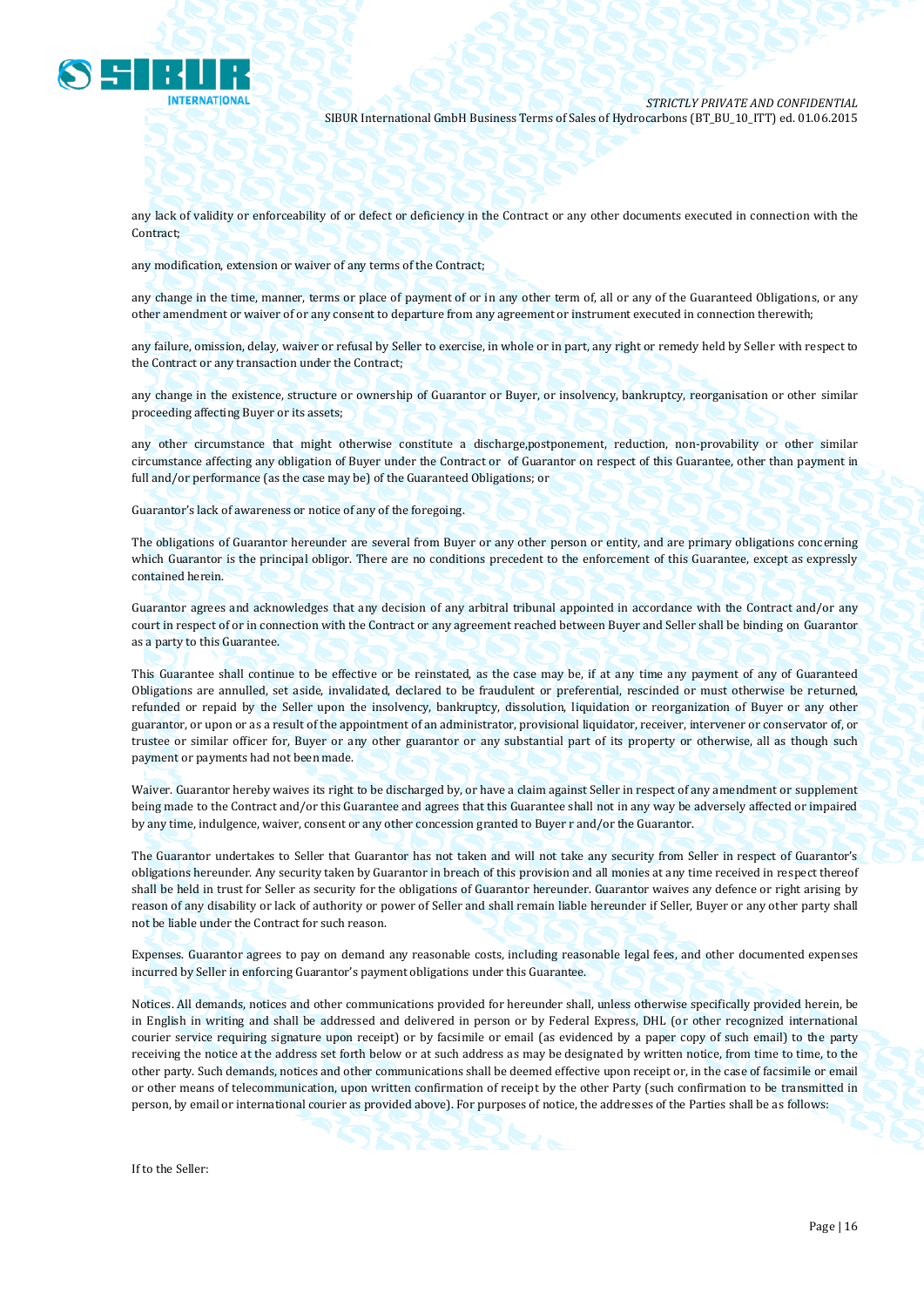any lack of validity or enforceability of or defect or deficiency in the Contract or any other documents executed in connection with the Contract;

any modification, extension or waiver of any terms of the Contract;

any change in the time, manner, terms or place of payment of or in any other term of, all or any of the Guaranteed Obligations, or any other amendment or waiver of or any consent to departure from any agreement or instrument executed in connection therewith;

any failure, omission, delay, waiver or refusal by Seller to exercise, in whole or in part, any right or remedy held by Seller with respect to the Contract or any transaction under the Contract;

any change in the existence, structure or ownership of Guarantor or Buyer, or insolvency, bankruptcy, reorganisation or other similar proceeding affecting Buyer or its assets;

any other circumstance that might otherwise constitute a discharge,postponement, reduction, non-provability or other similar circumstance affecting any obligation of Buyer under the Contract or of Guarantor on respect of this Guarantee, other than payment in full and/or performance (as the case may be) of the Guaranteed Obligations; or

Guarantor's lack of awareness or notice of any of the foregoing.

The obligations of Guarantor hereunder are several from Buyer or any other person or entity, and are primary obligations concerning which Guarantor is the principal obligor. There are no conditions precedent to the enforcement of this Guarantee, except as expressly contained herein.

Guarantor agrees and acknowledges that any decision of any arbitral tribunal appointed in accordance with the Contract and/or any court in respect of or in connection with the Contract or any agreement reached between Buyer and Seller shall be binding on Guarantor as a party to this Guarantee.

This Guarantee shall continue to be effective or be reinstated, as the case may be, if at any time any payment of any of Guaranteed Obligations are annulled, set aside, invalidated, declared to be fraudulent or preferential, rescinded or must otherwise be returned, refunded or repaid by the Seller upon the insolvency, bankruptcy, dissolution, liquidation or reorganization of Buyer or any other guarantor, or upon or as a result of the appointment of an administrator, provisional liquidator, receiver, intervener or conservator of, or trustee or similar officer for, Buyer or any other guarantor or any substantial part of its property or otherwise, all as though such payment or payments had not been made.

Waiver. Guarantor hereby waives its right to be discharged by, or have a claim against Seller in respect of any amendment or supplement being made to the Contract and/or this Guarantee and agrees that this Guarantee shall not in any way be adversely affected or impaired by any time, indulgence, waiver, consent or any other concession granted to Buyer r and/or the Guarantor.

The Guarantor undertakes to Seller that Guarantor has not taken and will not take any security from Seller in respect of Guarantor's obligations hereunder. Any security taken by Guarantor in breach of this provision and all monies at any time received in respect thereof shall be held in trust for Seller as security for the obligations of Guarantor hereunder. Guarantor waives any defence or right arising by reason of any disability or lack of authority or power of Seller and shall remain liable hereunder if Seller, Buyer or any other party shall not be liable under the Contract for such reason.

Expenses. Guarantor agrees to pay on demand any reasonable costs, including reasonable legal fees, and other documented expenses incurred by Seller in enforcing Guarantor's payment obligations under this Guarantee.

Notices. All demands, notices and other communications provided for hereunder shall, unless otherwise specifically provided herein, be in English in writing and shall be addressed and delivered in person or by Federal Express, DHL (or other recognized international courier service requiring signature upon receipt) or by facsimile or email (as evidenced by a paper copy of such email) to the party receiving the notice at the address set forth below or at such address as may be designated by written notice, from time to time, to the other party. Such demands, notices and other communications shall be deemed effective upon receipt or, in the case of facsimile or email or other means of telecommunication, upon written confirmation of receipt by the other Party (such confirmation to be transmitted in person, by email or international courier as provided above). For purposes of notice, the addresses of the Parties shall be as follows:

If to the Seller: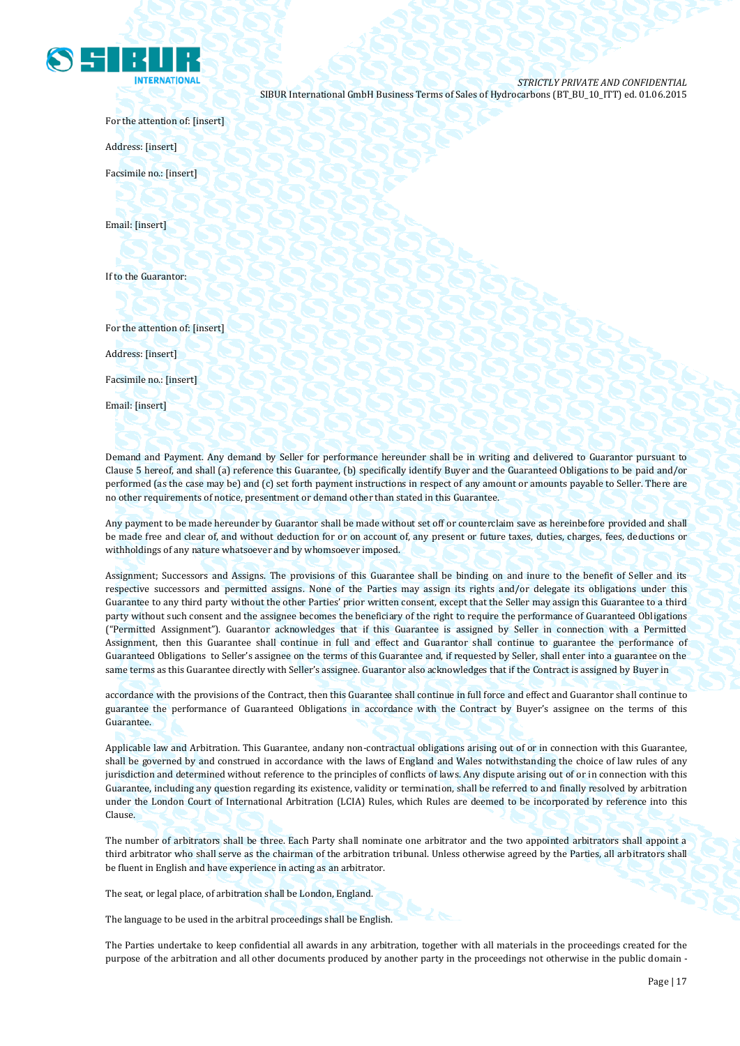For the attention of: [insert]

Address: [insert]

Facsimile no.: [insert]

Email: [insert]

If to the Guarantor:

For the attention of: [insert]

Address: [insert]

Facsimile no.: [insert]

Email: [insert]

Demand and Payment. Any demand by Seller for performance hereunder shall be in writing and delivered to Guarantor pursuant to Clause 5 hereof, and shall (a) reference this Guarantee, (b) specifically identify Buyer and the Guaranteed Obligations to be paid and/or performed (as the case may be) and (c) set forth payment instructions in respect of any amount or amounts payable to Seller. There are no other requirements of notice, presentment or demand other than stated in this Guarantee.

Any payment to be made hereunder by Guarantor shall be made without set off or counterclaim save as hereinbefore provided and shall be made free and clear of, and without deduction for or on account of, any present or future taxes, duties, charges, fees, deductions or withholdings of any nature whatsoever and by whomsoever imposed.

Assignment; Successors and Assigns. The provisions of this Guarantee shall be binding on and inure to the benefit of Seller and its respective successors and permitted assigns. None of the Parties may assign its rights and/or delegate its obligations under this Guarantee to any third party without the other Parties' prior written consent, except that the Seller may assign this Guarantee to a third party without such consent and the assignee becomes the beneficiary of the right to require the performance of Guaranteed Obligations ("Permitted Assignment"). Guarantor acknowledges that if this Guarantee is assigned by Seller in connection with a Permitted Assignment, then this Guarantee shall continue in full and effect and Guarantor shall continue to guarantee the performance of Guaranteed Obligations to Seller's assignee on the terms of this Guarantee and, if requested by Seller, shall enter into a guarantee on the same terms as this Guarantee directly with Seller's assignee. Guarantor also acknowledges that if the Contract is assigned by Buyer in accordance with the provisions of the Contract, then this Guarantee shall continue in full force and effect and Guarantor shall continue to guarantee the performance of Guaranteed Obligations in accordance with the Contract by Buyer's assignee on the terms of this Guarantee.

Applicable law and Arbitration. This Guarantee, andany non-contractual obligations arising out of or in connection with this Guarantee, shall be governed by and construed in accordance with the laws of England and Wales notwithstanding the choice of law rules of any jurisdiction and determined without reference to the principles of conflicts of laws. Any dispute arising out of or in connection with this Guarantee, including any question regarding its existence, validity or termination, shall be referred to and finally resolved by arbitration under the London Court of International Arbitration (LCIA) Rules, which Rules are deemed to be incorporated by reference into this Clause.

The number of arbitrators shall be three. Each Party shall nominate one arbitrator and the two appointed arbitrators shall appoint a third arbitrator who shall serve as the chairman of the arbitration tribunal. Unless otherwise agreed by the Parties, all arbitrators shall be fluent in English and have experience in acting as an arbitrator.

The seat, or legal place, of arbitration shall be London, England.

The language to be used in the arbitral proceedings shall be English.

The Parties undertake to keep confidential all awards in any arbitration, together with all materials in the proceedings created for the purpose of the arbitration and all other documents produced by another party in the proceedings not otherwise in the public domain -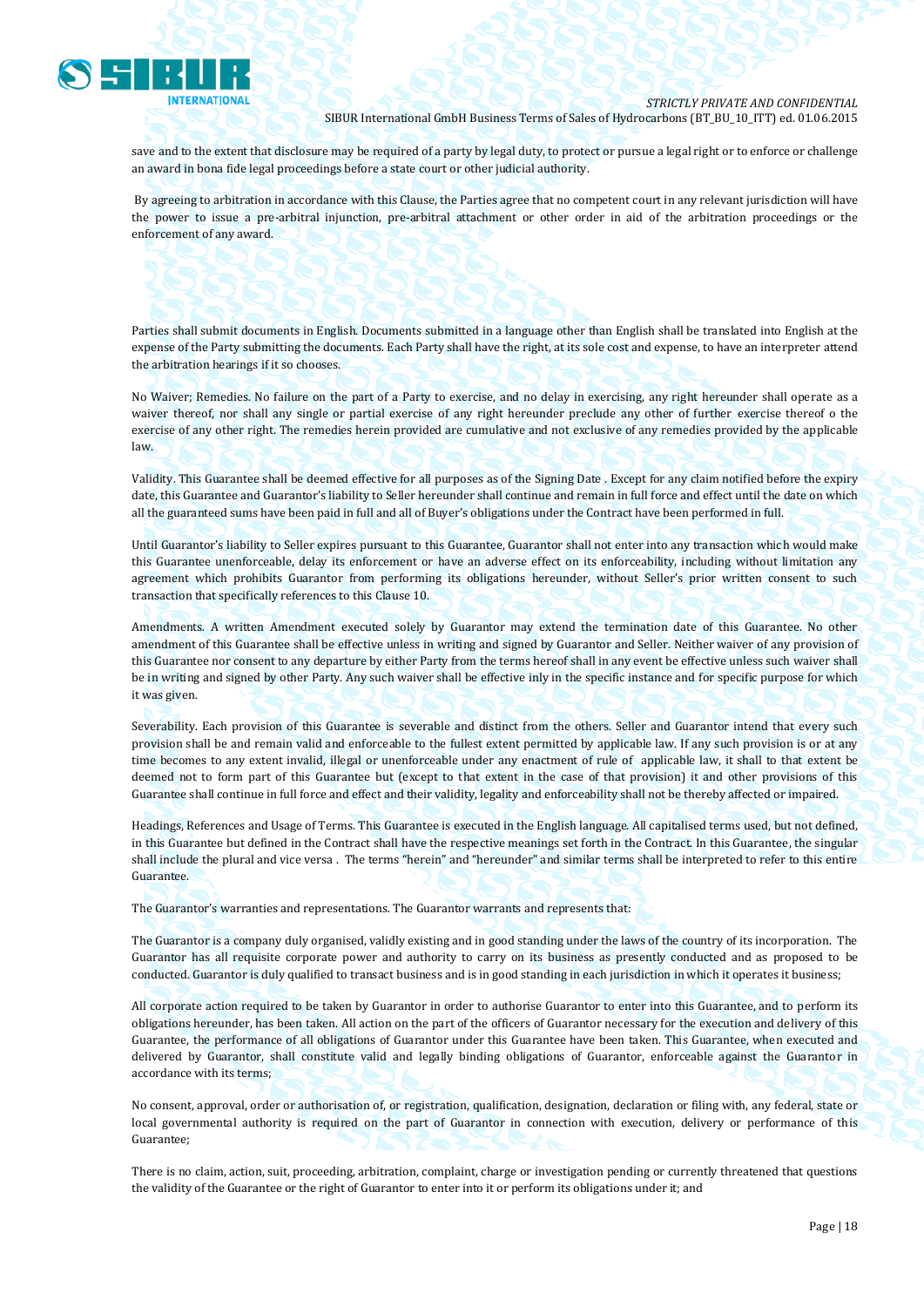save and to the extent that disclosure may be required of a party by legal duty, to protect or pursue a legal right or to enforce or challenge an award in bona fide legal proceedings before a state court or other judicial authority.

By agreeing to arbitration in accordance with this Clause, the Parties agree that no competent court in any relevant jurisdiction will have the power to issue a pre-arbitral injunction, pre-arbitral attachment or other order in aid of the arbitration proceedings or the enforcement of any award.

Parties shall submit documents in English. Documents submitted in a language other than English shall be translated into English at the expense of the Party submitting the documents. Each Party shall have the right, at its sole cost and expense, to have an interpreter attend the arbitration hearings if it so chooses.

No Waiver; Remedies. No failure on the part of a Party to exercise, and no delay in exercising, any right hereunder shall operate as a waiver thereof, nor shall any single or partial exercise of any right hereunder preclude any other of further exercise thereof o the exercise of any other right. The remedies herein provided are cumulative and not exclusive of any remedies provided by the applicable law.

Validity. This Guarantee shall be deemed effective for all purposes as of the Signing Date . Except for any claim notified before the expiry date, this Guarantee and Guarantor's liability to Seller hereunder shall continue and remain in full force and effect until the date on which all the guaranteed sums have been paid in full and all of Buyer's obligations under the Contract have been performed in full.

Until Guarantor's liability to Seller expires pursuant to this Guarantee, Guarantor shall not enter into any transaction which would make this Guarantee unenforceable, delay its enforcement or have an adverse effect on its enforceability, including without limitation any agreement which prohibits Guarantor from performing its obligations hereunder, without Seller's prior written consent to such transaction that specifically references to this Clause 10.

Amendments. A written Amendment executed solely by Guarantor may extend the termination date of this Guarantee. No other amendment of this Guarantee shall be effective unless in writing and signed by Guarantor and Seller. Neither waiver of any provision of this Guarantee nor consent to any departure by either Party from the terms hereof shall in any event be effective unless such waiver shall be in writing and signed by other Party. Any such waiver shall be effective inly in the specific instance and for specific purpose for which it was given.

Severability. Each provision of this Guarantee is severable and distinct from the others. Seller and Guarantor intend that every such provision shall be and remain valid and enforceable to the fullest extent permitted by applicable law. If any such provision is or at any time becomes to any extent invalid, illegal or unenforceable under any enactment of rule of applicable law, it shall to that extent be deemed not to form part of this Guarantee but (except to that extent in the case of that provision) it and other provisions of this Guarantee shall continue in full force and effect and their validity, legality and enforceability shall not be thereby affected or impaired.

Headings, References and Usage of Terms. This Guarantee is executed in the English language. All capitalised terms used, but not defined, in this Guarantee but defined in the Contract shall have the respective meanings set forth in the Contract. In this Guarantee, the singular shall include the plural and vice versa . The terms "herein" and "hereunder" and similar terms shall be interpreted to refer to this entire Guarantee.

The Guarantor's warranties and representations. The Guarantor warrants and represents that:

The Guarantor is a company duly organised, validly existing and in good standing under the laws of the country of its incorporation. The Guarantor has all requisite corporate power and authority to carry on its business as presently conducted and as proposed to be conducted. Guarantor is duly qualified to transact business and is in good standing in each jurisdiction in which it operates it business;

All corporate action required to be taken by Guarantor in order to authorise Guarantor to enter into this Guarantee, and to perform its obligations hereunder, has been taken. All action on the part of the officers of Guarantor necessary for the execution and delivery of this Guarantee, the performance of all obligations of Guarantor under this Guarantee have been taken. This Guarantee, when executed and delivered by Guarantor, shall constitute valid and legally binding obligations of Guarantor, enforceable against the Guarantor in accordance with its terms;

No consent, approval, order or authorisation of, or registration, qualification, designation, declaration or filing with, any federal, state or local governmental authority is required on the part of Guarantor in connection with execution, delivery or performance of this Guarantee;

There is no claim, action, suit, proceeding, arbitration, complaint, charge or investigation pending or currently threatened that questions the validity of the Guarantee or the right of Guarantor to enter into it or perform its obligations under it; and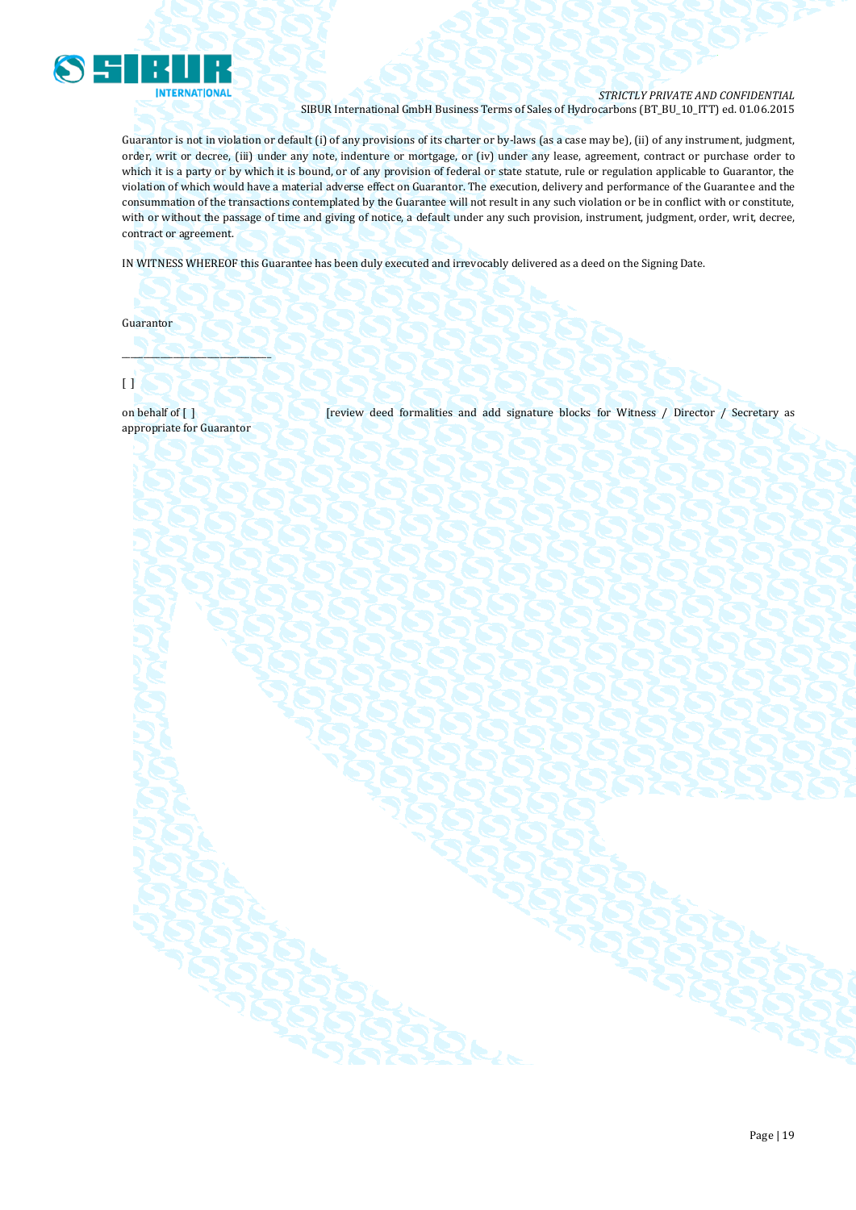Guarantor is not in violation or default (i) of any provisions of its charter or by-laws (as a case may be), (ii) of any instrument, judgment, order, writ or decree, (iii) under any note, indenture or mortgage, or (iv) under any lease, agreement, contract or purchase order to which it is a party or by which it is bound, or of any provision of federal or state statute, rule or regulation applicable to Guarantor, the violation of which would have a material adverse effect on Guarantor. The execution, delivery and performance of the Guarantee and the consummation of the transactions contemplated by the Guarantee will not result in any such violation or be in conflict with or constitute, with or without the passage of time and giving of notice, a default under any such provision, instrument, judgment, order, writ, decree, contract or agreement.

IN WITNESS WHEREOF this Guarantee has been duly executed and irrevocably delivered as a deed on the Signing Date.

Guarantor

______________________________

[ ]

on behalf of [ ] [review deed formalities and add signature blocks for Witness / Director / Secretary as appropriate for Guarantor